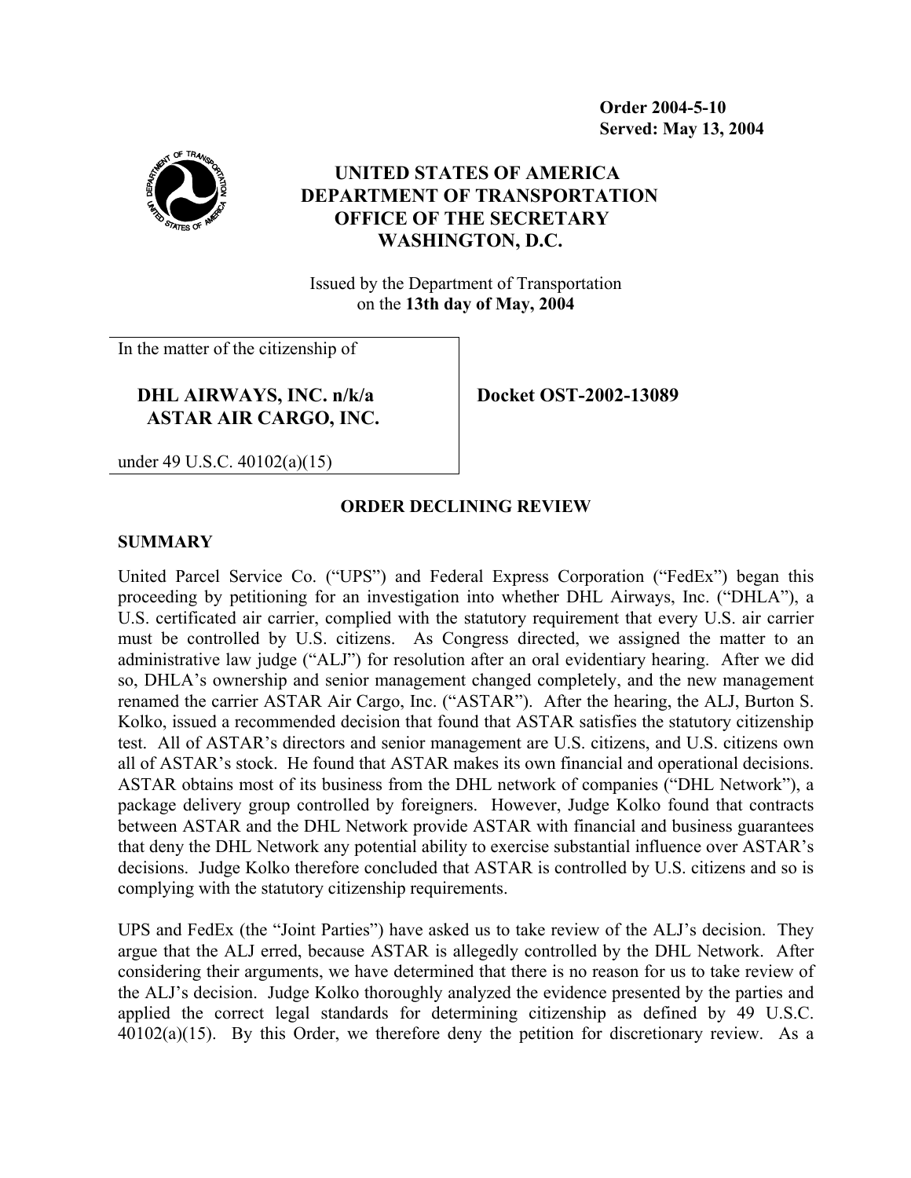**Order 2004-5-10**
**Served: May 13, 2004**

# UNITED STATES OF AMERICA
# DEPARTMENT OF TRANSPORTATION
# OFFICE OF THE SECRETARY
# WASHINGTON, D.C.

Issued by the Department of Transportation
on the **13th day of May, 2004**

| In the matter of the citizenship of<br><br>**DHL AIRWAYS, INC. n/k/a ASTAR AIR CARGO, INC.**<br><br>under 49 U.S.C. 40102(a)(15) | **Docket OST-2002-13089** |
|---|---|

## ORDER DECLINING REVIEW

### SUMMARY

United Parcel Service Co. ("UPS") and Federal Express Corporation ("FedEx") began this proceeding by petitioning for an investigation into whether DHL Airways, Inc. ("DHLA"), a U.S. certificated air carrier, complied with the statutory requirement that every U.S. air carrier must be controlled by U.S. citizens. As Congress directed, we assigned the matter to an administrative law judge ("ALJ") for resolution after an oral evidentiary hearing. After we did so, DHLA's ownership and senior management changed completely, and the new management renamed the carrier ASTAR Air Cargo, Inc. ("ASTAR"). After the hearing, the ALJ, Burton S. Kolko, issued a recommended decision that found that ASTAR satisfies the statutory citizenship test. All of ASTAR's directors and senior management are U.S. citizens, and U.S. citizens own all of ASTAR's stock. He found that ASTAR makes its own financial and operational decisions. ASTAR obtains most of its business from the DHL network of companies ("DHL Network"), a package delivery group controlled by foreigners. However, Judge Kolko found that contracts between ASTAR and the DHL Network provide ASTAR with financial and business guarantees that deny the DHL Network any potential ability to exercise substantial influence over ASTAR's decisions. Judge Kolko therefore concluded that ASTAR is controlled by U.S. citizens and so is complying with the statutory citizenship requirements.

UPS and FedEx (the "Joint Parties") have asked us to take review of the ALJ's decision. They argue that the ALJ erred, because ASTAR is allegedly controlled by the DHL Network. After considering their arguments, we have determined that there is no reason for us to take review of the ALJ's decision. Judge Kolko thoroughly analyzed the evidence presented by the parties and applied the correct legal standards for determining citizenship as defined by 49 U.S.C. 40102(a)(15). By this Order, we therefore deny the petition for discretionary review. As a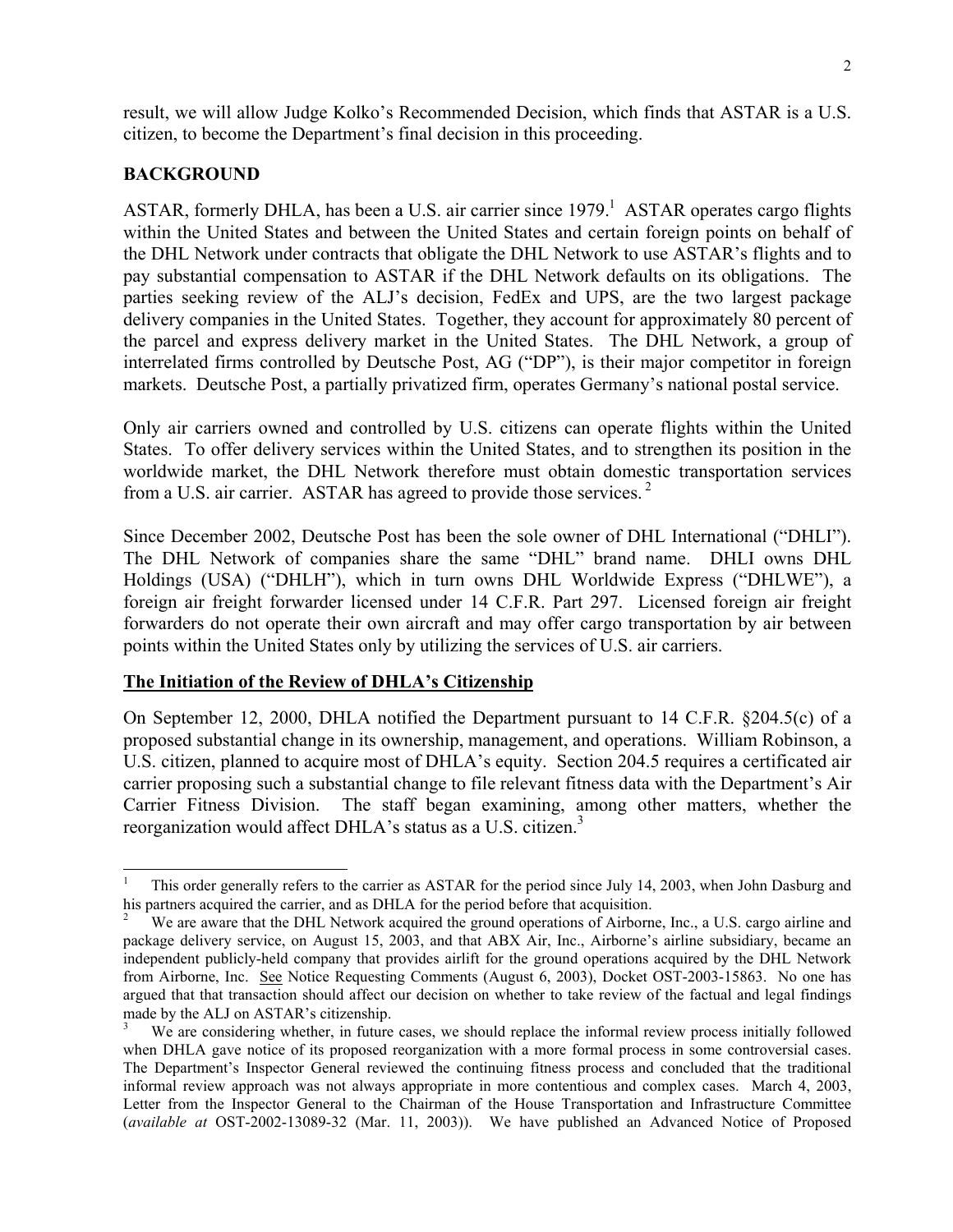result, we will allow Judge Kolko's Recommended Decision, which finds that ASTAR is a U.S. citizen, to become the Department's final decision in this proceeding.

## BACKGROUND

ASTAR, formerly DHLA, has been a U.S. air carrier since 1979.[1] ASTAR operates cargo flights within the United States and between the United States and certain foreign points on behalf of the DHL Network under contracts that obligate the DHL Network to use ASTAR's flights and to pay substantial compensation to ASTAR if the DHL Network defaults on its obligations. The parties seeking review of the ALJ's decision, FedEx and UPS, are the two largest package delivery companies in the United States. Together, they account for approximately 80 percent of the parcel and express delivery market in the United States. The DHL Network, a group of interrelated firms controlled by Deutsche Post, AG ("DP"), is their major competitor in foreign markets. Deutsche Post, a partially privatized firm, operates Germany's national postal service.

Only air carriers owned and controlled by U.S. citizens can operate flights within the United States. To offer delivery services within the United States, and to strengthen its position in the worldwide market, the DHL Network therefore must obtain domestic transportation services from a U.S. air carrier. ASTAR has agreed to provide those services.[2]

Since December 2002, Deutsche Post has been the sole owner of DHL International ("DHLI"). The DHL Network of companies share the same "DHL" brand name. DHLI owns DHL Holdings (USA) ("DHLH"), which in turn owns DHL Worldwide Express ("DHLWE"), a foreign air freight forwarder licensed under 14 C.F.R. Part 297. Licensed foreign air freight forwarders do not operate their own aircraft and may offer cargo transportation by air between points within the United States only by utilizing the services of U.S. air carriers.

### <u>The Initiation of the Review of DHLA's Citizenship</u>

On September 12, 2000, DHLA notified the Department pursuant to 14 C.F.R. §204.5(c) of a proposed substantial change in its ownership, management, and operations. William Robinson, a U.S. citizen, planned to acquire most of DHLA's equity. Section 204.5 requires a certificated air carrier proposing such a substantial change to file relevant fitness data with the Department's Air Carrier Fitness Division. The staff began examining, among other matters, whether the reorganization would affect DHLA's status as a U.S. citizen.[3]

---

[1] This order generally refers to the carrier as ASTAR for the period since July 14, 2003, when John Dasburg and his partners acquired the carrier, and as DHLA for the period before that acquisition.

[2] We are aware that the DHL Network acquired the ground operations of Airborne, Inc., a U.S. cargo airline and package delivery service, on August 15, 2003, and that ABX Air, Inc., Airborne's airline subsidiary, became an independent publicly-held company that provides airlift for the ground operations acquired by the DHL Network from Airborne, Inc. <u>See</u> Notice Requesting Comments (August 6, 2003), Docket OST-2003-15863. No one has argued that that transaction should affect our decision on whether to take review of the factual and legal findings made by the ALJ on ASTAR's citizenship.

[3] We are considering whether, in future cases, we should replace the informal review process initially followed when DHLA gave notice of its proposed reorganization with a more formal process in some controversial cases. The Department's Inspector General reviewed the continuing fitness process and concluded that the traditional informal review approach was not always appropriate in more contentious and complex cases. March 4, 2003, Letter from the Inspector General to the Chairman of the House Transportation and Infrastructure Committee (*available at* OST-2002-13089-32 (Mar. 11, 2003)). We have published an Advanced Notice of Proposed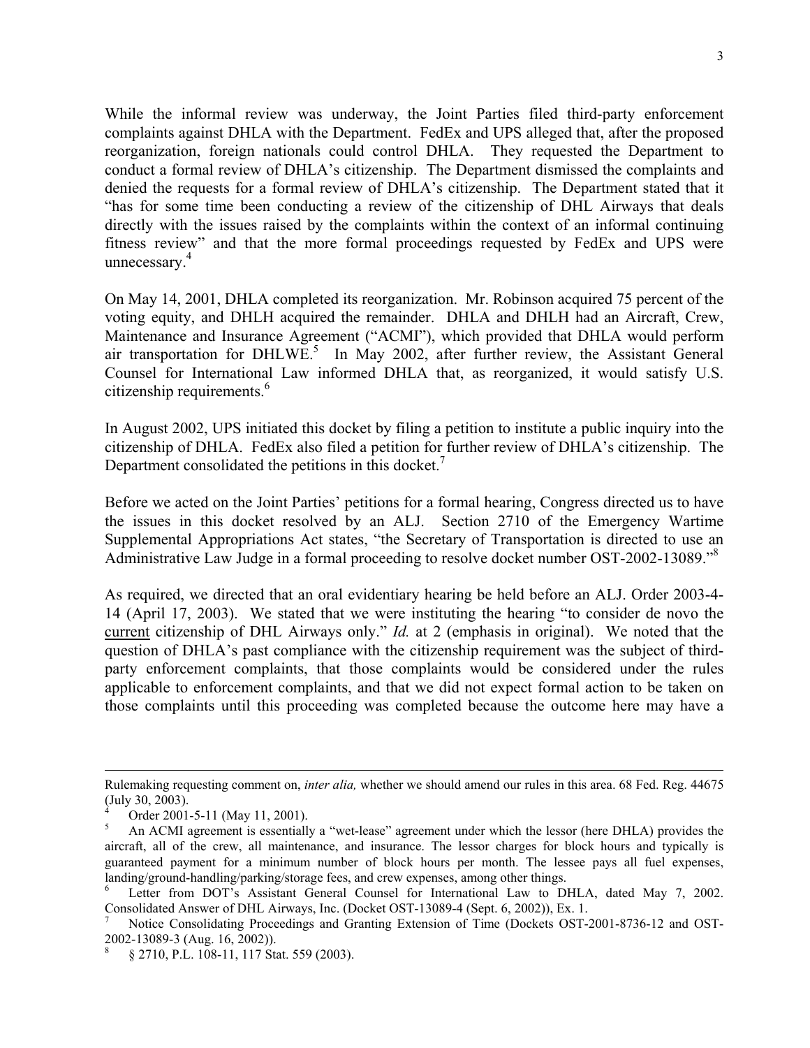While the informal review was underway, the Joint Parties filed third-party enforcement complaints against DHLA with the Department. FedEx and UPS alleged that, after the proposed reorganization, foreign nationals could control DHLA. They requested the Department to conduct a formal review of DHLA's citizenship. The Department dismissed the complaints and denied the requests for a formal review of DHLA's citizenship. The Department stated that it "has for some time been conducting a review of the citizenship of DHL Airways that deals directly with the issues raised by the complaints within the context of an informal continuing fitness review" and that the more formal proceedings requested by FedEx and UPS were unnecessary.[4]

On May 14, 2001, DHLA completed its reorganization. Mr. Robinson acquired 75 percent of the voting equity, and DHLH acquired the remainder. DHLA and DHLH had an Aircraft, Crew, Maintenance and Insurance Agreement ("ACMI"), which provided that DHLA would perform air transportation for DHLWE.[5] In May 2002, after further review, the Assistant General Counsel for International Law informed DHLA that, as reorganized, it would satisfy U.S. citizenship requirements.[6]

In August 2002, UPS initiated this docket by filing a petition to institute a public inquiry into the citizenship of DHLA. FedEx also filed a petition for further review of DHLA's citizenship. The Department consolidated the petitions in this docket.[7]

Before we acted on the Joint Parties' petitions for a formal hearing, Congress directed us to have the issues in this docket resolved by an ALJ. Section 2710 of the Emergency Wartime Supplemental Appropriations Act states, "the Secretary of Transportation is directed to use an Administrative Law Judge in a formal proceeding to resolve docket number OST-2002-13089."[8]

As required, we directed that an oral evidentiary hearing be held before an ALJ. Order 2003-4-14 (April 17, 2003). We stated that we were instituting the hearing "to consider de novo the current citizenship of DHL Airways only." *Id.* at 2 (emphasis in original). We noted that the question of DHLA's past compliance with the citizenship requirement was the subject of third-party enforcement complaints, that those complaints would be considered under the rules applicable to enforcement complaints, and that we did not expect formal action to be taken on those complaints until this proceeding was completed because the outcome here may have a

---

Rulemaking requesting comment on, *inter alia,* whether we should amend our rules in this area. 68 Fed. Reg. 44675 (July 30, 2003).

[4] Order 2001-5-11 (May 11, 2001).

[5] An ACMI agreement is essentially a "wet-lease" agreement under which the lessor (here DHLA) provides the aircraft, all of the crew, all maintenance, and insurance. The lessor charges for block hours and typically is guaranteed payment for a minimum number of block hours per month. The lessee pays all fuel expenses, landing/ground-handling/parking/storage fees, and crew expenses, among other things.

[6] Letter from DOT's Assistant General Counsel for International Law to DHLA, dated May 7, 2002. Consolidated Answer of DHL Airways, Inc. (Docket OST-13089-4 (Sept. 6, 2002)), Ex. 1.

[7] Notice Consolidating Proceedings and Granting Extension of Time (Dockets OST-2001-8736-12 and OST-2002-13089-3 (Aug. 16, 2002)).

[8] § 2710, P.L. 108-11, 117 Stat. 559 (2003).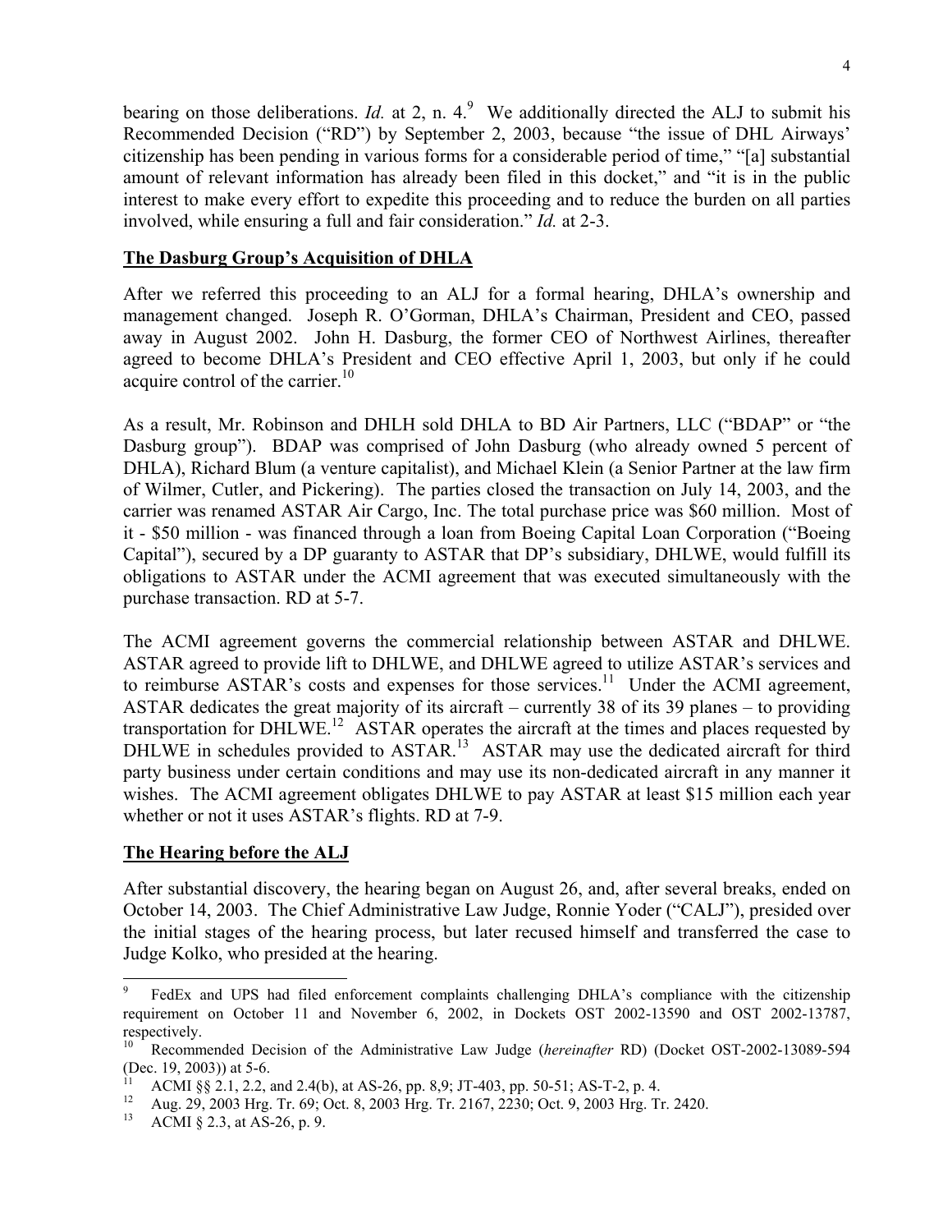bearing on those deliberations. *Id.* at 2, n. 4.[9] We additionally directed the ALJ to submit his Recommended Decision ("RD") by September 2, 2003, because "the issue of DHL Airways' citizenship has been pending in various forms for a considerable period of time," "[a] substantial amount of relevant information has already been filed in this docket," and "it is in the public interest to make every effort to expedite this proceeding and to reduce the burden on all parties involved, while ensuring a full and fair consideration." *Id.* at 2-3.

**The Dasburg Group's Acquisition of DHLA**

After we referred this proceeding to an ALJ for a formal hearing, DHLA's ownership and management changed. Joseph R. O'Gorman, DHLA's Chairman, President and CEO, passed away in August 2002. John H. Dasburg, the former CEO of Northwest Airlines, thereafter agreed to become DHLA's President and CEO effective April 1, 2003, but only if he could acquire control of the carrier.[10]

As a result, Mr. Robinson and DHLH sold DHLA to BD Air Partners, LLC ("BDAP" or "the Dasburg group"). BDAP was comprised of John Dasburg (who already owned 5 percent of DHLA), Richard Blum (a venture capitalist), and Michael Klein (a Senior Partner at the law firm of Wilmer, Cutler, and Pickering). The parties closed the transaction on July 14, 2003, and the carrier was renamed ASTAR Air Cargo, Inc. The total purchase price was $60 million. Most of it - $50 million - was financed through a loan from Boeing Capital Loan Corporation ("Boeing Capital"), secured by a DP guaranty to ASTAR that DP's subsidiary, DHLWE, would fulfill its obligations to ASTAR under the ACMI agreement that was executed simultaneously with the purchase transaction. RD at 5-7.

The ACMI agreement governs the commercial relationship between ASTAR and DHLWE. ASTAR agreed to provide lift to DHLWE, and DHLWE agreed to utilize ASTAR's services and to reimburse ASTAR's costs and expenses for those services.[11] Under the ACMI agreement, ASTAR dedicates the great majority of its aircraft – currently 38 of its 39 planes – to providing transportation for DHLWE.[12] ASTAR operates the aircraft at the times and places requested by DHLWE in schedules provided to ASTAR.[13] ASTAR may use the dedicated aircraft for third party business under certain conditions and may use its non-dedicated aircraft in any manner it wishes. The ACMI agreement obligates DHLWE to pay ASTAR at least $15 million each year whether or not it uses ASTAR's flights. RD at 7-9.

**The Hearing before the ALJ**

After substantial discovery, the hearing began on August 26, and, after several breaks, ended on October 14, 2003. The Chief Administrative Law Judge, Ronnie Yoder ("CALJ"), presided over the initial stages of the hearing process, but later recused himself and transferred the case to Judge Kolko, who presided at the hearing.

---

[9] FedEx and UPS had filed enforcement complaints challenging DHLA's compliance with the citizenship requirement on October 11 and November 6, 2002, in Dockets OST 2002-13590 and OST 2002-13787, respectively.

[10] Recommended Decision of the Administrative Law Judge (*hereinafter* RD) (Docket OST-2002-13089-594 (Dec. 19, 2003)) at 5-6.

[11] ACMI §§ 2.1, 2.2, and 2.4(b), at AS-26, pp. 8,9; JT-403, pp. 50-51; AS-T-2, p. 4.

[12] Aug. 29, 2003 Hrg. Tr. 69; Oct. 8, 2003 Hrg. Tr. 2167, 2230; Oct. 9, 2003 Hrg. Tr. 2420.

[13] ACMI § 2.3, at AS-26, p. 9.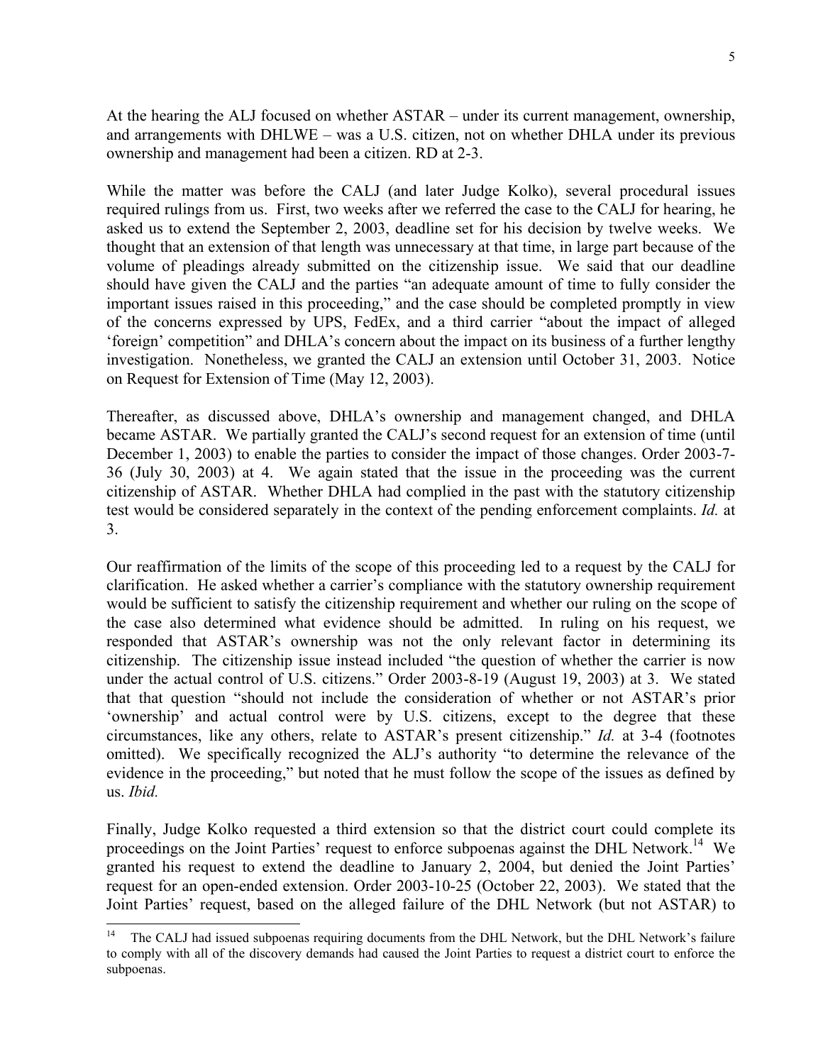At the hearing the ALJ focused on whether ASTAR – under its current management, ownership, and arrangements with DHLWE – was a U.S. citizen, not on whether DHLA under its previous ownership and management had been a citizen. RD at 2-3.

While the matter was before the CALJ (and later Judge Kolko), several procedural issues required rulings from us. First, two weeks after we referred the case to the CALJ for hearing, he asked us to extend the September 2, 2003, deadline set for his decision by twelve weeks. We thought that an extension of that length was unnecessary at that time, in large part because of the volume of pleadings already submitted on the citizenship issue. We said that our deadline should have given the CALJ and the parties "an adequate amount of time to fully consider the important issues raised in this proceeding," and the case should be completed promptly in view of the concerns expressed by UPS, FedEx, and a third carrier "about the impact of alleged 'foreign' competition" and DHLA's concern about the impact on its business of a further lengthy investigation. Nonetheless, we granted the CALJ an extension until October 31, 2003. Notice on Request for Extension of Time (May 12, 2003).

Thereafter, as discussed above, DHLA's ownership and management changed, and DHLA became ASTAR. We partially granted the CALJ's second request for an extension of time (until December 1, 2003) to enable the parties to consider the impact of those changes. Order 2003-7-36 (July 30, 2003) at 4. We again stated that the issue in the proceeding was the current citizenship of ASTAR. Whether DHLA had complied in the past with the statutory citizenship test would be considered separately in the context of the pending enforcement complaints. *Id.* at 3.

Our reaffirmation of the limits of the scope of this proceeding led to a request by the CALJ for clarification. He asked whether a carrier's compliance with the statutory ownership requirement would be sufficient to satisfy the citizenship requirement and whether our ruling on the scope of the case also determined what evidence should be admitted. In ruling on his request, we responded that ASTAR's ownership was not the only relevant factor in determining its citizenship. The citizenship issue instead included "the question of whether the carrier is now under the actual control of U.S. citizens." Order 2003-8-19 (August 19, 2003) at 3. We stated that that question "should not include the consideration of whether or not ASTAR's prior 'ownership' and actual control were by U.S. citizens, except to the degree that these circumstances, like any others, relate to ASTAR's present citizenship." *Id.* at 3-4 (footnotes omitted). We specifically recognized the ALJ's authority "to determine the relevance of the evidence in the proceeding," but noted that he must follow the scope of the issues as defined by us. *Ibid.*

Finally, Judge Kolko requested a third extension so that the district court could complete its proceedings on the Joint Parties' request to enforce subpoenas against the DHL Network.[14] We granted his request to extend the deadline to January 2, 2004, but denied the Joint Parties' request for an open-ended extension. Order 2003-10-25 (October 22, 2003). We stated that the Joint Parties' request, based on the alleged failure of the DHL Network (but not ASTAR) to

[14] The CALJ had issued subpoenas requiring documents from the DHL Network, but the DHL Network's failure to comply with all of the discovery demands had caused the Joint Parties to request a district court to enforce the subpoenas.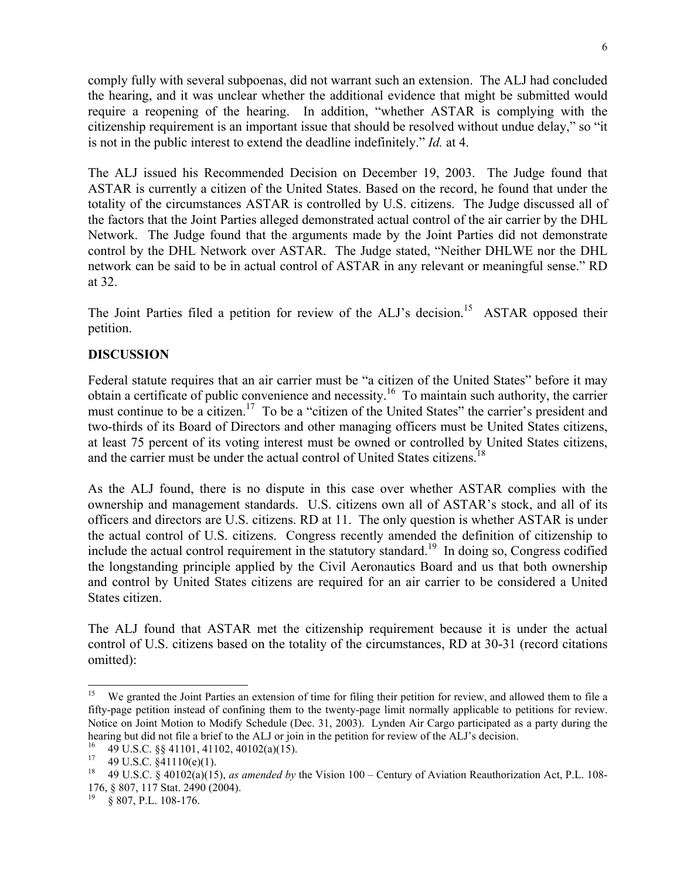comply fully with several subpoenas, did not warrant such an extension. The ALJ had concluded the hearing, and it was unclear whether the additional evidence that might be submitted would require a reopening of the hearing. In addition, "whether ASTAR is complying with the citizenship requirement is an important issue that should be resolved without undue delay," so "it is not in the public interest to extend the deadline indefinitely." *Id.* at 4.

The ALJ issued his Recommended Decision on December 19, 2003. The Judge found that ASTAR is currently a citizen of the United States. Based on the record, he found that under the totality of the circumstances ASTAR is controlled by U.S. citizens. The Judge discussed all of the factors that the Joint Parties alleged demonstrated actual control of the air carrier by the DHL Network. The Judge found that the arguments made by the Joint Parties did not demonstrate control by the DHL Network over ASTAR. The Judge stated, "Neither DHLWE nor the DHL network can be said to be in actual control of ASTAR in any relevant or meaningful sense." RD at 32.

The Joint Parties filed a petition for review of the ALJ's decision.[15] ASTAR opposed their petition.

**DISCUSSION**

Federal statute requires that an air carrier must be "a citizen of the United States" before it may obtain a certificate of public convenience and necessity.[16] To maintain such authority, the carrier must continue to be a citizen.[17] To be a "citizen of the United States" the carrier's president and two-thirds of its Board of Directors and other managing officers must be United States citizens, at least 75 percent of its voting interest must be owned or controlled by United States citizens, and the carrier must be under the actual control of United States citizens.[18]

As the ALJ found, there is no dispute in this case over whether ASTAR complies with the ownership and management standards. U.S. citizens own all of ASTAR's stock, and all of its officers and directors are U.S. citizens. RD at 11. The only question is whether ASTAR is under the actual control of U.S. citizens. Congress recently amended the definition of citizenship to include the actual control requirement in the statutory standard.[19] In doing so, Congress codified the longstanding principle applied by the Civil Aeronautics Board and us that both ownership and control by United States citizens are required for an air carrier to be considered a United States citizen.

The ALJ found that ASTAR met the citizenship requirement because it is under the actual control of U.S. citizens based on the totality of the circumstances, RD at 30-31 (record citations omitted):

---

[15] We granted the Joint Parties an extension of time for filing their petition for review, and allowed them to file a fifty-page petition instead of confining them to the twenty-page limit normally applicable to petitions for review. Notice on Joint Motion to Modify Schedule (Dec. 31, 2003). Lynden Air Cargo participated as a party during the hearing but did not file a brief to the ALJ or join in the petition for review of the ALJ's decision.

[16] 49 U.S.C. §§ 41101, 41102, 40102(a)(15).

[17] 49 U.S.C. §41110(e)(1).

[18] 49 U.S.C. § 40102(a)(15), *as amended by* the Vision 100 – Century of Aviation Reauthorization Act, P.L. 108-176, § 807, 117 Stat. 2490 (2004).

[19] § 807, P.L. 108-176.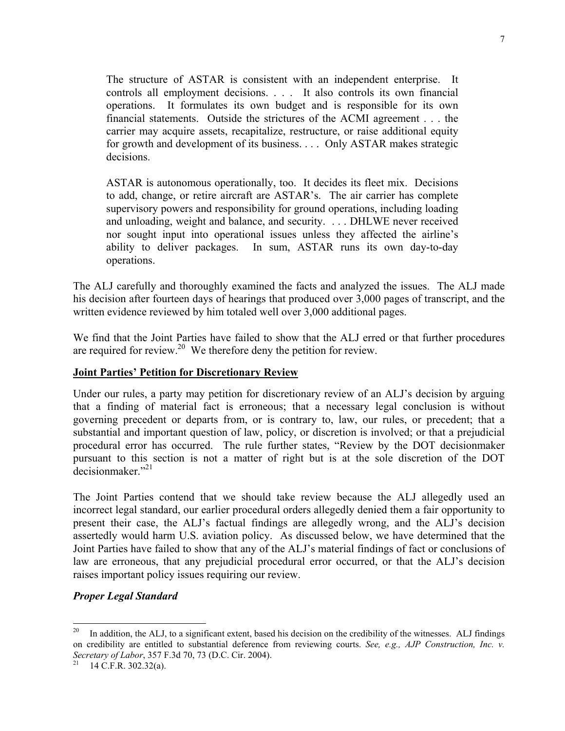> The structure of ASTAR is consistent with an independent enterprise. It controls all employment decisions. . . . It also controls its own financial operations. It formulates its own budget and is responsible for its own financial statements. Outside the strictures of the ACMI agreement . . . the carrier may acquire assets, recapitalize, restructure, or raise additional equity for growth and development of its business. . . . Only ASTAR makes strategic decisions.
>
> ASTAR is autonomous operationally, too. It decides its fleet mix. Decisions to add, change, or retire aircraft are ASTAR's. The air carrier has complete supervisory powers and responsibility for ground operations, including loading and unloading, weight and balance, and security. . . . DHLWE never received nor sought input into operational issues unless they affected the airline's ability to deliver packages. In sum, ASTAR runs its own day-to-day operations.

The ALJ carefully and thoroughly examined the facts and analyzed the issues. The ALJ made his decision after fourteen days of hearings that produced over 3,000 pages of transcript, and the written evidence reviewed by him totaled well over 3,000 additional pages.

We find that the Joint Parties have failed to show that the ALJ erred or that further procedures are required for review.[20] We therefore deny the petition for review.

**Joint Parties' Petition for Discretionary Review**

Under our rules, a party may petition for discretionary review of an ALJ's decision by arguing that a finding of material fact is erroneous; that a necessary legal conclusion is without governing precedent or departs from, or is contrary to, law, our rules, or precedent; that a substantial and important question of law, policy, or discretion is involved; or that a prejudicial procedural error has occurred. The rule further states, "Review by the DOT decisionmaker pursuant to this section is not a matter of right but is at the sole discretion of the DOT decisionmaker."[21]

The Joint Parties contend that we should take review because the ALJ allegedly used an incorrect legal standard, our earlier procedural orders allegedly denied them a fair opportunity to present their case, the ALJ's factual findings are allegedly wrong, and the ALJ's decision assertedly would harm U.S. aviation policy. As discussed below, we have determined that the Joint Parties have failed to show that any of the ALJ's material findings of fact or conclusions of law are erroneous, that any prejudicial procedural error occurred, or that the ALJ's decision raises important policy issues requiring our review.

***Proper Legal Standard***

[20] In addition, the ALJ, to a significant extent, based his decision on the credibility of the witnesses. ALJ findings on credibility are entitled to substantial deference from reviewing courts. *See, e.g., AJP Construction, Inc. v. Secretary of Labor*, 357 F.3d 70, 73 (D.C. Cir. 2004).

[21] 14 C.F.R. 302.32(a).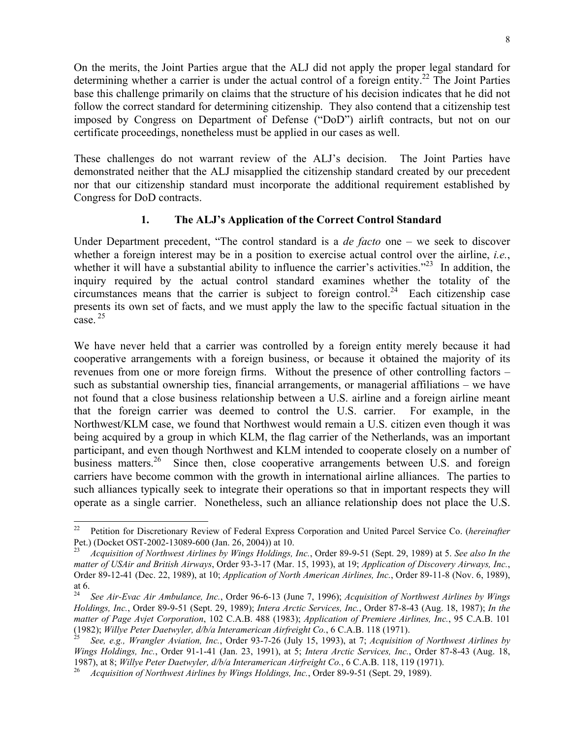On the merits, the Joint Parties argue that the ALJ did not apply the proper legal standard for determining whether a carrier is under the actual control of a foreign entity.[22] The Joint Parties base this challenge primarily on claims that the structure of his decision indicates that he did not follow the correct standard for determining citizenship. They also contend that a citizenship test imposed by Congress on Department of Defense ("DoD") airlift contracts, but not on our certificate proceedings, nonetheless must be applied in our cases as well.

These challenges do not warrant review of the ALJ's decision. The Joint Parties have demonstrated neither that the ALJ misapplied the citizenship standard created by our precedent nor that our citizenship standard must incorporate the additional requirement established by Congress for DoD contracts.

### 1. The ALJ's Application of the Correct Control Standard

Under Department precedent, "The control standard is a *de facto* one – we seek to discover whether a foreign interest may be in a position to exercise actual control over the airline, *i.e.*, whether it will have a substantial ability to influence the carrier's activities."[23] In addition, the inquiry required by the actual control standard examines whether the totality of the circumstances means that the carrier is subject to foreign control.[24] Each citizenship case presents its own set of facts, and we must apply the law to the specific factual situation in the case.[25]

We have never held that a carrier was controlled by a foreign entity merely because it had cooperative arrangements with a foreign business, or because it obtained the majority of its revenues from one or more foreign firms. Without the presence of other controlling factors – such as substantial ownership ties, financial arrangements, or managerial affiliations – we have not found that a close business relationship between a U.S. airline and a foreign airline meant that the foreign carrier was deemed to control the U.S. carrier. For example, in the Northwest/KLM case, we found that Northwest would remain a U.S. citizen even though it was being acquired by a group in which KLM, the flag carrier of the Netherlands, was an important participant, and even though Northwest and KLM intended to cooperate closely on a number of business matters.[26] Since then, close cooperative arrangements between U.S. and foreign carriers have become common with the growth in international airline alliances. The parties to such alliances typically seek to integrate their operations so that in important respects they will operate as a single carrier. Nonetheless, such an alliance relationship does not place the U.S.

---

[22] Petition for Discretionary Review of Federal Express Corporation and United Parcel Service Co. (*hereinafter* Pet.) (Docket OST-2002-13089-600 (Jan. 26, 2004)) at 10.

[23] *Acquisition of Northwest Airlines by Wings Holdings, Inc.*, Order 89-9-51 (Sept. 29, 1989) at 5. *See also In the matter of USAir and British Airways*, Order 93-3-17 (Mar. 15, 1993), at 19; *Application of Discovery Airways, Inc.*, Order 89-12-41 (Dec. 22, 1989), at 10; *Application of North American Airlines, Inc.*, Order 89-11-8 (Nov. 6, 1989), at 6.

[24] *See Air-Evac Air Ambulance, Inc.*, Order 96-6-13 (June 7, 1996); *Acquisition of Northwest Airlines by Wings Holdings, Inc.*, Order 89-9-51 (Sept. 29, 1989); *Intera Arctic Services, Inc.*, Order 87-8-43 (Aug. 18, 1987); *In the matter of Page Avjet Corporation*, 102 C.A.B. 488 (1983); *Application of Premiere Airlines, Inc.*, 95 C.A.B. 101 (1982); *Willye Peter Daetwyler, d/b/a Interamerican Airfreight Co.*, 6 C.A.B. 118 (1971).

[25] *See, e.g., Wrangler Aviation, Inc.*, Order 93-7-26 (July 15, 1993), at 7; *Acquisition of Northwest Airlines by Wings Holdings, Inc.*, Order 91-1-41 (Jan. 23, 1991), at 5; *Intera Arctic Services, Inc.*, Order 87-8-43 (Aug. 18, 1987), at 8; *Willye Peter Daetwyler, d/b/a Interamerican Airfreight Co.*, 6 C.A.B. 118, 119 (1971).

[26] *Acquisition of Northwest Airlines by Wings Holdings, Inc.*, Order 89-9-51 (Sept. 29, 1989).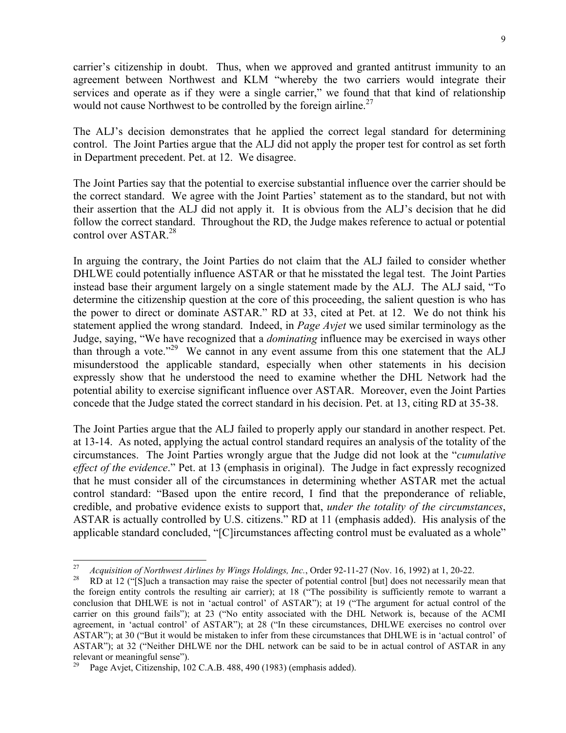carrier's citizenship in doubt. Thus, when we approved and granted antitrust immunity to an agreement between Northwest and KLM "whereby the two carriers would integrate their services and operate as if they were a single carrier," we found that that kind of relationship would not cause Northwest to be controlled by the foreign airline.[27]

The ALJ's decision demonstrates that he applied the correct legal standard for determining control. The Joint Parties argue that the ALJ did not apply the proper test for control as set forth in Department precedent. Pet. at 12. We disagree.

The Joint Parties say that the potential to exercise substantial influence over the carrier should be the correct standard. We agree with the Joint Parties' statement as to the standard, but not with their assertion that the ALJ did not apply it. It is obvious from the ALJ's decision that he did follow the correct standard. Throughout the RD, the Judge makes reference to actual or potential control over ASTAR.[28]

In arguing the contrary, the Joint Parties do not claim that the ALJ failed to consider whether DHLWE could potentially influence ASTAR or that he misstated the legal test. The Joint Parties instead base their argument largely on a single statement made by the ALJ. The ALJ said, "To determine the citizenship question at the core of this proceeding, the salient question is who has the power to direct or dominate ASTAR." RD at 33, cited at Pet. at 12. We do not think his statement applied the wrong standard. Indeed, in *Page Avjet* we used similar terminology as the Judge, saying, "We have recognized that a *dominating* influence may be exercised in ways other than through a vote."[29] We cannot in any event assume from this one statement that the ALJ misunderstood the applicable standard, especially when other statements in his decision expressly show that he understood the need to examine whether the DHL Network had the potential ability to exercise significant influence over ASTAR. Moreover, even the Joint Parties concede that the Judge stated the correct standard in his decision. Pet. at 13, citing RD at 35-38.

The Joint Parties argue that the ALJ failed to properly apply our standard in another respect. Pet. at 13-14. As noted, applying the actual control standard requires an analysis of the totality of the circumstances. The Joint Parties wrongly argue that the Judge did not look at the "*cumulative effect of the evidence*." Pet. at 13 (emphasis in original). The Judge in fact expressly recognized that he must consider all of the circumstances in determining whether ASTAR met the actual control standard: "Based upon the entire record, I find that the preponderance of reliable, credible, and probative evidence exists to support that, *under the totality of the circumstances*, ASTAR is actually controlled by U.S. citizens." RD at 11 (emphasis added). His analysis of the applicable standard concluded, "[C]ircumstances affecting control must be evaluated as a whole"

---

[27] *Acquisition of Northwest Airlines by Wings Holdings, Inc.*, Order 92-11-27 (Nov. 16, 1992) at 1, 20-22.

[28] RD at 12 ("[S]uch a transaction may raise the specter of potential control [but] does not necessarily mean that the foreign entity controls the resulting air carrier); at 18 ("The possibility is sufficiently remote to warrant a conclusion that DHLWE is not in 'actual control' of ASTAR"); at 19 ("The argument for actual control of the carrier on this ground fails"); at 23 ("No entity associated with the DHL Network is, because of the ACMI agreement, in 'actual control' of ASTAR"); at 28 ("In these circumstances, DHLWE exercises no control over ASTAR"); at 30 ("But it would be mistaken to infer from these circumstances that DHLWE is in 'actual control' of ASTAR"); at 32 ("Neither DHLWE nor the DHL network can be said to be in actual control of ASTAR in any relevant or meaningful sense").

[29] Page Avjet, Citizenship, 102 C.A.B. 488, 490 (1983) (emphasis added).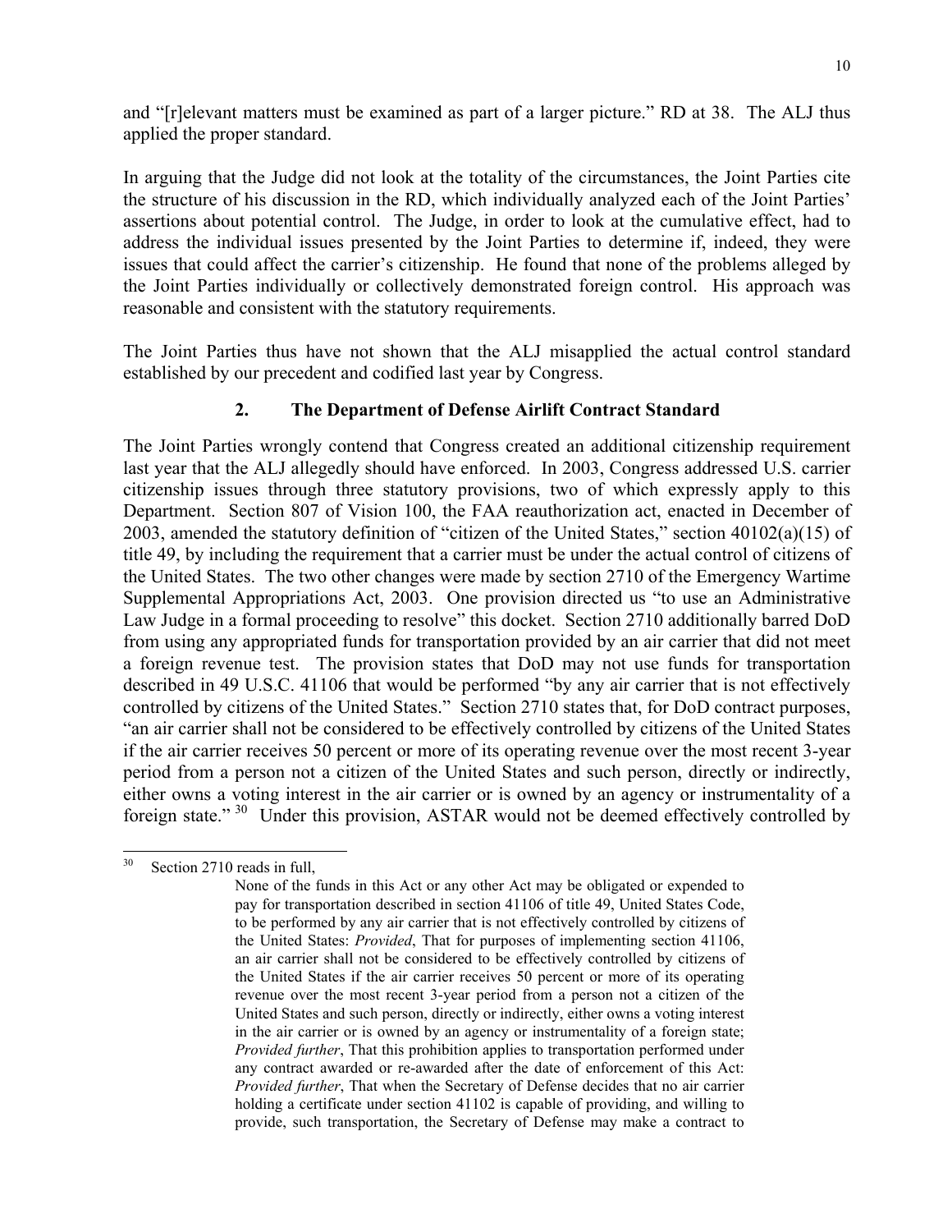and "[r]elevant matters must be examined as part of a larger picture." RD at 38. The ALJ thus applied the proper standard.

In arguing that the Judge did not look at the totality of the circumstances, the Joint Parties cite the structure of his discussion in the RD, which individually analyzed each of the Joint Parties' assertions about potential control. The Judge, in order to look at the cumulative effect, had to address the individual issues presented by the Joint Parties to determine if, indeed, they were issues that could affect the carrier's citizenship. He found that none of the problems alleged by the Joint Parties individually or collectively demonstrated foreign control. His approach was reasonable and consistent with the statutory requirements.

The Joint Parties thus have not shown that the ALJ misapplied the actual control standard established by our precedent and codified last year by Congress.

### 2. The Department of Defense Airlift Contract Standard

The Joint Parties wrongly contend that Congress created an additional citizenship requirement last year that the ALJ allegedly should have enforced. In 2003, Congress addressed U.S. carrier citizenship issues through three statutory provisions, two of which expressly apply to this Department. Section 807 of Vision 100, the FAA reauthorization act, enacted in December of 2003, amended the statutory definition of "citizen of the United States," section 40102(a)(15) of title 49, by including the requirement that a carrier must be under the actual control of citizens of the United States. The two other changes were made by section 2710 of the Emergency Wartime Supplemental Appropriations Act, 2003. One provision directed us "to use an Administrative Law Judge in a formal proceeding to resolve" this docket. Section 2710 additionally barred DoD from using any appropriated funds for transportation provided by an air carrier that did not meet a foreign revenue test. The provision states that DoD may not use funds for transportation described in 49 U.S.C. 41106 that would be performed "by any air carrier that is not effectively controlled by citizens of the United States." Section 2710 states that, for DoD contract purposes, "an air carrier shall not be considered to be effectively controlled by citizens of the United States if the air carrier receives 50 percent or more of its operating revenue over the most recent 3-year period from a person not a citizen of the United States and such person, directly or indirectly, either owns a voting interest in the air carrier or is owned by an agency or instrumentality of a foreign state." [30] Under this provision, ASTAR would not be deemed effectively controlled by

---

[30] Section 2710 reads in full,

> None of the funds in this Act or any other Act may be obligated or expended to pay for transportation described in section 41106 of title 49, United States Code, to be performed by any air carrier that is not effectively controlled by citizens of the United States: *Provided*, That for purposes of implementing section 41106, an air carrier shall not be considered to be effectively controlled by citizens of the United States if the air carrier receives 50 percent or more of its operating revenue over the most recent 3-year period from a person not a citizen of the United States and such person, directly or indirectly, either owns a voting interest in the air carrier or is owned by an agency or instrumentality of a foreign state; *Provided further*, That this prohibition applies to transportation performed under any contract awarded or re-awarded after the date of enforcement of this Act: *Provided further*, That when the Secretary of Defense decides that no air carrier holding a certificate under section 41102 is capable of providing, and willing to provide, such transportation, the Secretary of Defense may make a contract to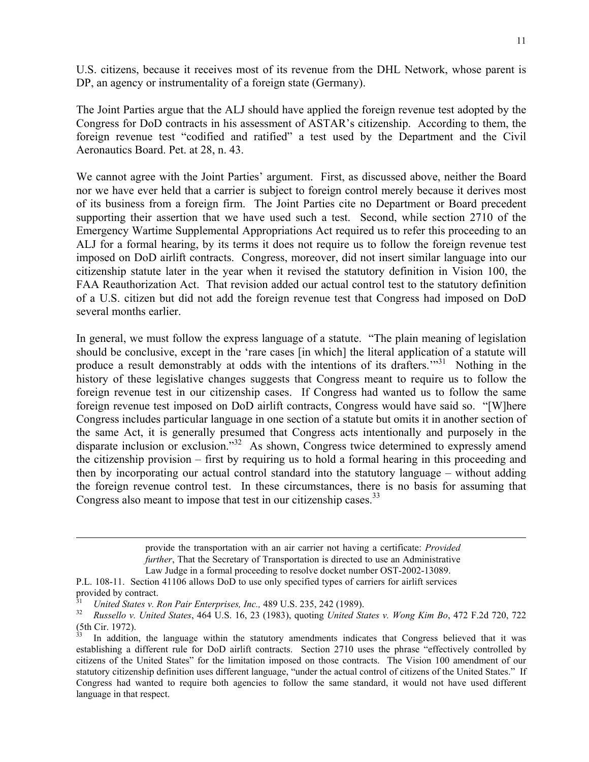U.S. citizens, because it receives most of its revenue from the DHL Network, whose parent is DP, an agency or instrumentality of a foreign state (Germany).

The Joint Parties argue that the ALJ should have applied the foreign revenue test adopted by the Congress for DoD contracts in his assessment of ASTAR's citizenship. According to them, the foreign revenue test "codified and ratified" a test used by the Department and the Civil Aeronautics Board. Pet. at 28, n. 43.

We cannot agree with the Joint Parties' argument. First, as discussed above, neither the Board nor we have ever held that a carrier is subject to foreign control merely because it derives most of its business from a foreign firm. The Joint Parties cite no Department or Board precedent supporting their assertion that we have used such a test. Second, while section 2710 of the Emergency Wartime Supplemental Appropriations Act required us to refer this proceeding to an ALJ for a formal hearing, by its terms it does not require us to follow the foreign revenue test imposed on DoD airlift contracts. Congress, moreover, did not insert similar language into our citizenship statute later in the year when it revised the statutory definition in Vision 100, the FAA Reauthorization Act. That revision added our actual control test to the statutory definition of a U.S. citizen but did not add the foreign revenue test that Congress had imposed on DoD several months earlier.

In general, we must follow the express language of a statute. "The plain meaning of legislation should be conclusive, except in the 'rare cases [in which] the literal application of a statute will produce a result demonstrably at odds with the intentions of its drafters.'"[31] Nothing in the history of these legislative changes suggests that Congress meant to require us to follow the foreign revenue test in our citizenship cases. If Congress had wanted us to follow the same foreign revenue test imposed on DoD airlift contracts, Congress would have said so. "[W]here Congress includes particular language in one section of a statute but omits it in another section of the same Act, it is generally presumed that Congress acts intentionally and purposely in the disparate inclusion or exclusion."[32] As shown, Congress twice determined to expressly amend the citizenship provision – first by requiring us to hold a formal hearing in this proceeding and then by incorporating our actual control standard into the statutory language – without adding the foreign revenue control test. In these circumstances, there is no basis for assuming that Congress also meant to impose that test in our citizenship cases.[33]

---

> provide the transportation with an air carrier not having a certificate: *Provided further*, That the Secretary of Transportation is directed to use an Administrative Law Judge in a formal proceeding to resolve docket number OST-2002-13089.

P.L. 108-11. Section 41106 allows DoD to use only specified types of carriers for airlift services provided by contract.

[31] *United States v. Ron Pair Enterprises, Inc.,* 489 U.S. 235, 242 (1989).

[32] *Russello v. United States*, 464 U.S. 16, 23 (1983), quoting *United States v. Wong Kim Bo*, 472 F.2d 720, 722 (5th Cir. 1972).

[33] In addition, the language within the statutory amendments indicates that Congress believed that it was establishing a different rule for DoD airlift contracts. Section 2710 uses the phrase "effectively controlled by citizens of the United States" for the limitation imposed on those contracts. The Vision 100 amendment of our statutory citizenship definition uses different language, "under the actual control of citizens of the United States." If Congress had wanted to require both agencies to follow the same standard, it would not have used different language in that respect.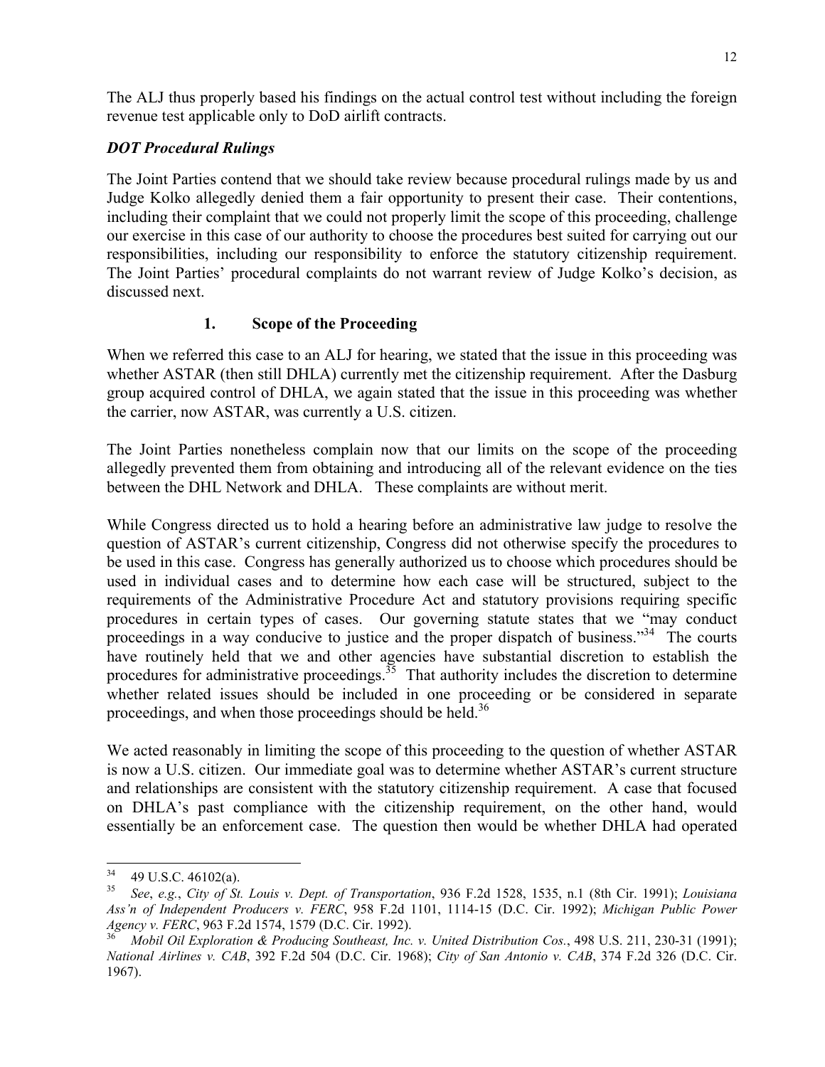The ALJ thus properly based his findings on the actual control test without including the foreign revenue test applicable only to DoD airlift contracts.

### *DOT Procedural Rulings*

The Joint Parties contend that we should take review because procedural rulings made by us and Judge Kolko allegedly denied them a fair opportunity to present their case. Their contentions, including their complaint that we could not properly limit the scope of this proceeding, challenge our exercise in this case of our authority to choose the procedures best suited for carrying out our responsibilities, including our responsibility to enforce the statutory citizenship requirement. The Joint Parties' procedural complaints do not warrant review of Judge Kolko's decision, as discussed next.

#### 1. Scope of the Proceeding

When we referred this case to an ALJ for hearing, we stated that the issue in this proceeding was whether ASTAR (then still DHLA) currently met the citizenship requirement. After the Dasburg group acquired control of DHLA, we again stated that the issue in this proceeding was whether the carrier, now ASTAR, was currently a U.S. citizen.

The Joint Parties nonetheless complain now that our limits on the scope of the proceeding allegedly prevented them from obtaining and introducing all of the relevant evidence on the ties between the DHL Network and DHLA. These complaints are without merit.

While Congress directed us to hold a hearing before an administrative law judge to resolve the question of ASTAR's current citizenship, Congress did not otherwise specify the procedures to be used in this case. Congress has generally authorized us to choose which procedures should be used in individual cases and to determine how each case will be structured, subject to the requirements of the Administrative Procedure Act and statutory provisions requiring specific procedures in certain types of cases. Our governing statute states that we "may conduct proceedings in a way conducive to justice and the proper dispatch of business."[34] The courts have routinely held that we and other agencies have substantial discretion to establish the procedures for administrative proceedings.[35] That authority includes the discretion to determine whether related issues should be included in one proceeding or be considered in separate proceedings, and when those proceedings should be held.[36]

We acted reasonably in limiting the scope of this proceeding to the question of whether ASTAR is now a U.S. citizen. Our immediate goal was to determine whether ASTAR's current structure and relationships are consistent with the statutory citizenship requirement. A case that focused on DHLA's past compliance with the citizenship requirement, on the other hand, would essentially be an enforcement case. The question then would be whether DHLA had operated

---

[34] 49 U.S.C. 46102(a).

[35] *See*, *e.g.*, *City of St. Louis v. Dept. of Transportation*, 936 F.2d 1528, 1535, n.1 (8th Cir. 1991); *Louisiana Ass'n of Independent Producers v. FERC*, 958 F.2d 1101, 1114-15 (D.C. Cir. 1992); *Michigan Public Power Agency v. FERC*, 963 F.2d 1574, 1579 (D.C. Cir. 1992).

[36] *Mobil Oil Exploration & Producing Southeast, Inc. v. United Distribution Cos.*, 498 U.S. 211, 230-31 (1991); *National Airlines v. CAB*, 392 F.2d 504 (D.C. Cir. 1968); *City of San Antonio v. CAB*, 374 F.2d 326 (D.C. Cir. 1967).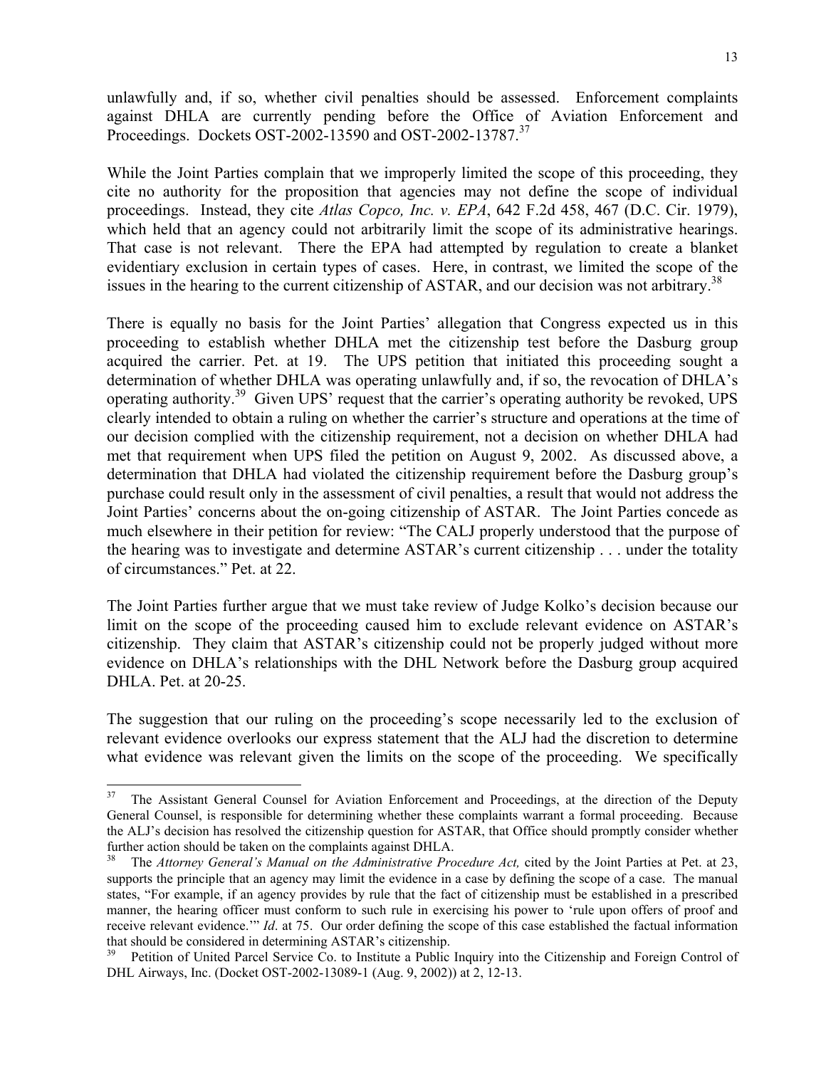unlawfully and, if so, whether civil penalties should be assessed. Enforcement complaints against DHLA are currently pending before the Office of Aviation Enforcement and Proceedings. Dockets OST-2002-13590 and OST-2002-13787.[37]

While the Joint Parties complain that we improperly limited the scope of this proceeding, they cite no authority for the proposition that agencies may not define the scope of individual proceedings. Instead, they cite *Atlas Copco, Inc. v. EPA*, 642 F.2d 458, 467 (D.C. Cir. 1979), which held that an agency could not arbitrarily limit the scope of its administrative hearings. That case is not relevant. There the EPA had attempted by regulation to create a blanket evidentiary exclusion in certain types of cases. Here, in contrast, we limited the scope of the issues in the hearing to the current citizenship of ASTAR, and our decision was not arbitrary.[38]

There is equally no basis for the Joint Parties' allegation that Congress expected us in this proceeding to establish whether DHLA met the citizenship test before the Dasburg group acquired the carrier. Pet. at 19. The UPS petition that initiated this proceeding sought a determination of whether DHLA was operating unlawfully and, if so, the revocation of DHLA's operating authority.[39] Given UPS' request that the carrier's operating authority be revoked, UPS clearly intended to obtain a ruling on whether the carrier's structure and operations at the time of our decision complied with the citizenship requirement, not a decision on whether DHLA had met that requirement when UPS filed the petition on August 9, 2002. As discussed above, a determination that DHLA had violated the citizenship requirement before the Dasburg group's purchase could result only in the assessment of civil penalties, a result that would not address the Joint Parties' concerns about the on-going citizenship of ASTAR. The Joint Parties concede as much elsewhere in their petition for review: "The CALJ properly understood that the purpose of the hearing was to investigate and determine ASTAR's current citizenship . . . under the totality of circumstances." Pet. at 22.

The Joint Parties further argue that we must take review of Judge Kolko's decision because our limit on the scope of the proceeding caused him to exclude relevant evidence on ASTAR's citizenship. They claim that ASTAR's citizenship could not be properly judged without more evidence on DHLA's relationships with the DHL Network before the Dasburg group acquired DHLA. Pet. at 20-25.

The suggestion that our ruling on the proceeding's scope necessarily led to the exclusion of relevant evidence overlooks our express statement that the ALJ had the discretion to determine what evidence was relevant given the limits on the scope of the proceeding. We specifically

---

[37] The Assistant General Counsel for Aviation Enforcement and Proceedings, at the direction of the Deputy General Counsel, is responsible for determining whether these complaints warrant a formal proceeding. Because the ALJ's decision has resolved the citizenship question for ASTAR, that Office should promptly consider whether further action should be taken on the complaints against DHLA.

[38] The *Attorney General's Manual on the Administrative Procedure Act,* cited by the Joint Parties at Pet. at 23, supports the principle that an agency may limit the evidence in a case by defining the scope of a case. The manual states, "For example, if an agency provides by rule that the fact of citizenship must be established in a prescribed manner, the hearing officer must conform to such rule in exercising his power to 'rule upon offers of proof and receive relevant evidence.'" *Id*. at 75. Our order defining the scope of this case established the factual information that should be considered in determining ASTAR's citizenship.

[39] Petition of United Parcel Service Co. to Institute a Public Inquiry into the Citizenship and Foreign Control of DHL Airways, Inc. (Docket OST-2002-13089-1 (Aug. 9, 2002)) at 2, 12-13.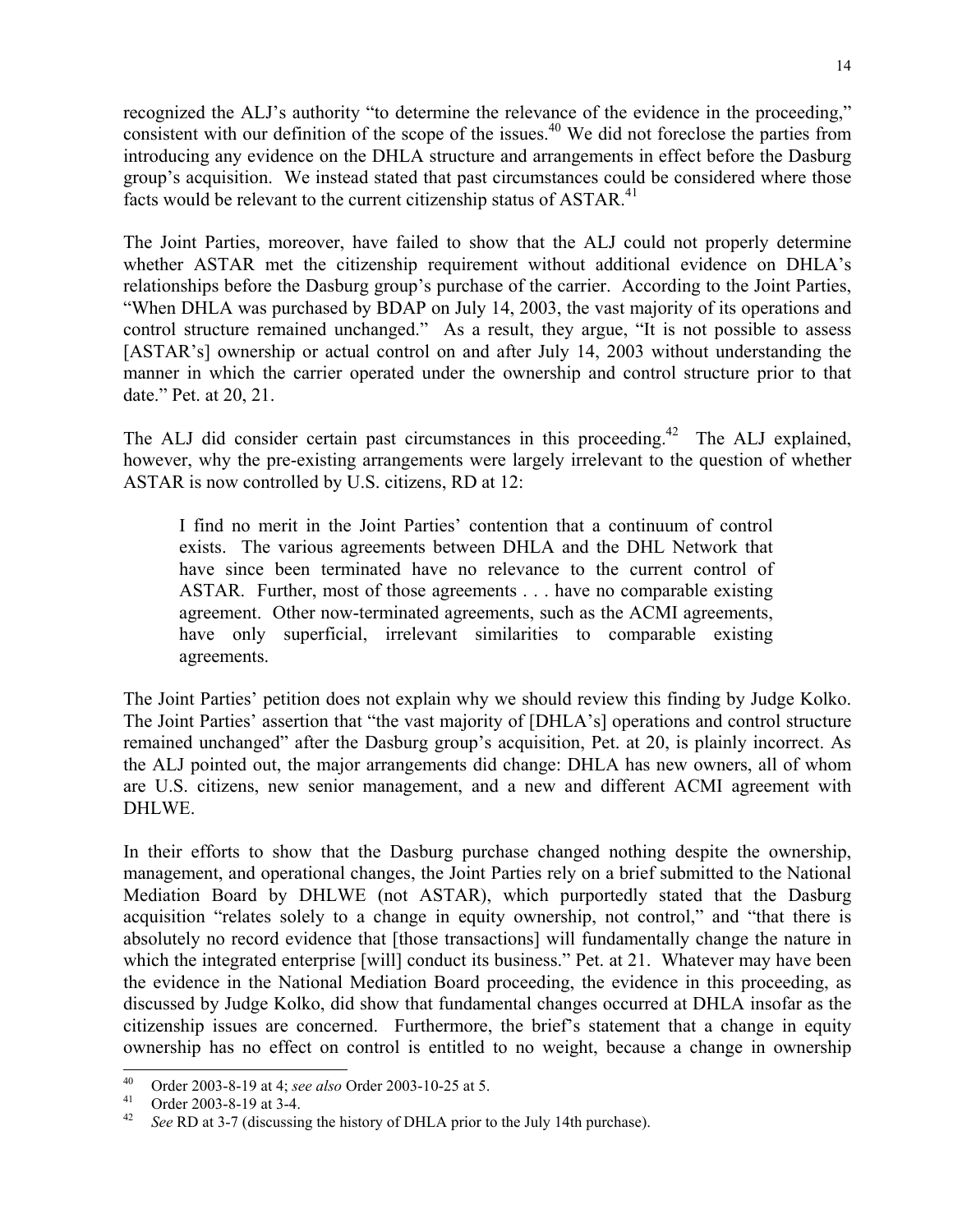recognized the ALJ's authority "to determine the relevance of the evidence in the proceeding," consistent with our definition of the scope of the issues.[40] We did not foreclose the parties from introducing any evidence on the DHLA structure and arrangements in effect before the Dasburg group's acquisition. We instead stated that past circumstances could be considered where those facts would be relevant to the current citizenship status of ASTAR.[41]

The Joint Parties, moreover, have failed to show that the ALJ could not properly determine whether ASTAR met the citizenship requirement without additional evidence on DHLA's relationships before the Dasburg group's purchase of the carrier. According to the Joint Parties, "When DHLA was purchased by BDAP on July 14, 2003, the vast majority of its operations and control structure remained unchanged." As a result, they argue, "It is not possible to assess [ASTAR's] ownership or actual control on and after July 14, 2003 without understanding the manner in which the carrier operated under the ownership and control structure prior to that date." Pet. at 20, 21.

The ALJ did consider certain past circumstances in this proceeding.[42] The ALJ explained, however, why the pre-existing arrangements were largely irrelevant to the question of whether ASTAR is now controlled by U.S. citizens, RD at 12:

> I find no merit in the Joint Parties' contention that a continuum of control exists. The various agreements between DHLA and the DHL Network that have since been terminated have no relevance to the current control of ASTAR. Further, most of those agreements . . . have no comparable existing agreement. Other now-terminated agreements, such as the ACMI agreements, have only superficial, irrelevant similarities to comparable existing agreements.

The Joint Parties' petition does not explain why we should review this finding by Judge Kolko. The Joint Parties' assertion that "the vast majority of [DHLA's] operations and control structure remained unchanged" after the Dasburg group's acquisition, Pet. at 20, is plainly incorrect. As the ALJ pointed out, the major arrangements did change: DHLA has new owners, all of whom are U.S. citizens, new senior management, and a new and different ACMI agreement with DHLWE.

In their efforts to show that the Dasburg purchase changed nothing despite the ownership, management, and operational changes, the Joint Parties rely on a brief submitted to the National Mediation Board by DHLWE (not ASTAR), which purportedly stated that the Dasburg acquisition "relates solely to a change in equity ownership, not control," and "that there is absolutely no record evidence that [those transactions] will fundamentally change the nature in which the integrated enterprise [will] conduct its business." Pet. at 21. Whatever may have been the evidence in the National Mediation Board proceeding, the evidence in this proceeding, as discussed by Judge Kolko, did show that fundamental changes occurred at DHLA insofar as the citizenship issues are concerned. Furthermore, the brief's statement that a change in equity ownership has no effect on control is entitled to no weight, because a change in ownership

---

[40] Order 2003-8-19 at 4; *see also* Order 2003-10-25 at 5.

[41] Order 2003-8-19 at 3-4.

[42] *See* RD at 3-7 (discussing the history of DHLA prior to the July 14th purchase).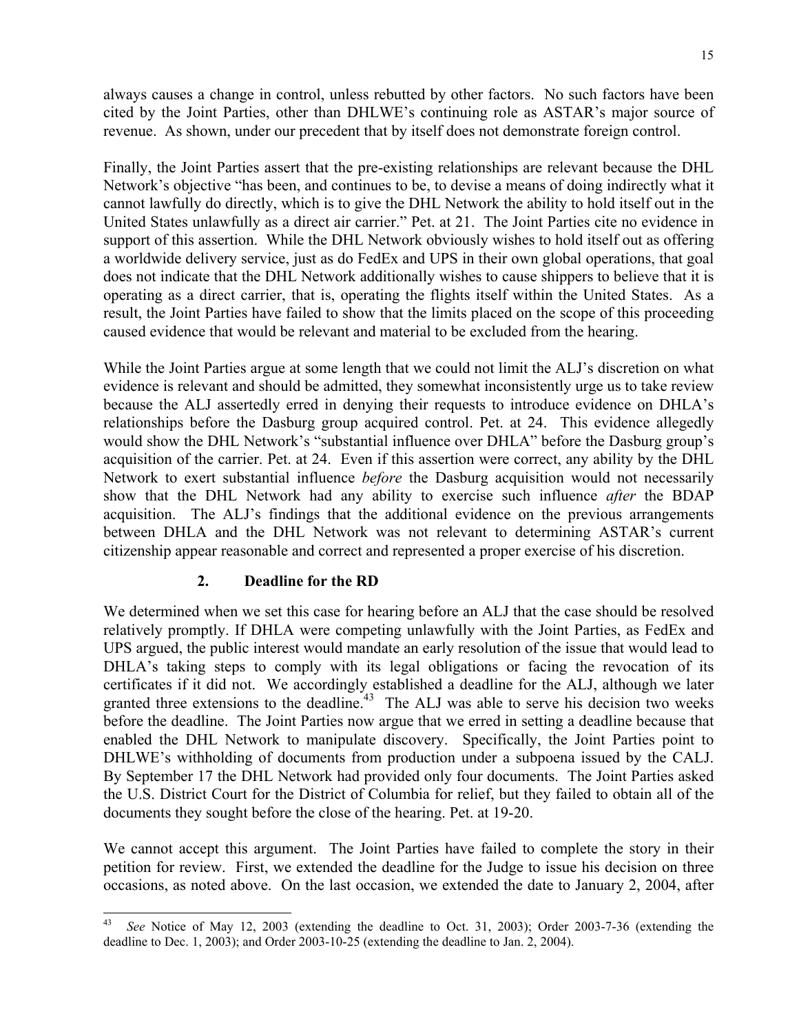always causes a change in control, unless rebutted by other factors. No such factors have been cited by the Joint Parties, other than DHLWE's continuing role as ASTAR's major source of revenue. As shown, under our precedent that by itself does not demonstrate foreign control.

Finally, the Joint Parties assert that the pre-existing relationships are relevant because the DHL Network's objective "has been, and continues to be, to devise a means of doing indirectly what it cannot lawfully do directly, which is to give the DHL Network the ability to hold itself out in the United States unlawfully as a direct air carrier." Pet. at 21. The Joint Parties cite no evidence in support of this assertion. While the DHL Network obviously wishes to hold itself out as offering a worldwide delivery service, just as do FedEx and UPS in their own global operations, that goal does not indicate that the DHL Network additionally wishes to cause shippers to believe that it is operating as a direct carrier, that is, operating the flights itself within the United States. As a result, the Joint Parties have failed to show that the limits placed on the scope of this proceeding caused evidence that would be relevant and material to be excluded from the hearing.

While the Joint Parties argue at some length that we could not limit the ALJ's discretion on what evidence is relevant and should be admitted, they somewhat inconsistently urge us to take review because the ALJ assertedly erred in denying their requests to introduce evidence on DHLA's relationships before the Dasburg group acquired control. Pet. at 24. This evidence allegedly would show the DHL Network's "substantial influence over DHLA" before the Dasburg group's acquisition of the carrier. Pet. at 24. Even if this assertion were correct, any ability by the DHL Network to exert substantial influence *before* the Dasburg acquisition would not necessarily show that the DHL Network had any ability to exercise such influence *after* the BDAP acquisition. The ALJ's findings that the additional evidence on the previous arrangements between DHLA and the DHL Network was not relevant to determining ASTAR's current citizenship appear reasonable and correct and represented a proper exercise of his discretion.

### 2. Deadline for the RD

We determined when we set this case for hearing before an ALJ that the case should be resolved relatively promptly. If DHLA were competing unlawfully with the Joint Parties, as FedEx and UPS argued, the public interest would mandate an early resolution of the issue that would lead to DHLA's taking steps to comply with its legal obligations or facing the revocation of its certificates if it did not. We accordingly established a deadline for the ALJ, although we later granted three extensions to the deadline.[43] The ALJ was able to serve his decision two weeks before the deadline. The Joint Parties now argue that we erred in setting a deadline because that enabled the DHL Network to manipulate discovery. Specifically, the Joint Parties point to DHLWE's withholding of documents from production under a subpoena issued by the CALJ. By September 17 the DHL Network had provided only four documents. The Joint Parties asked the U.S. District Court for the District of Columbia for relief, but they failed to obtain all of the documents they sought before the close of the hearing. Pet. at 19-20.

We cannot accept this argument. The Joint Parties have failed to complete the story in their petition for review. First, we extended the deadline for the Judge to issue his decision on three occasions, as noted above. On the last occasion, we extended the date to January 2, 2004, after

---

[43] *See* Notice of May 12, 2003 (extending the deadline to Oct. 31, 2003); Order 2003-7-36 (extending the deadline to Dec. 1, 2003); and Order 2003-10-25 (extending the deadline to Jan. 2, 2004).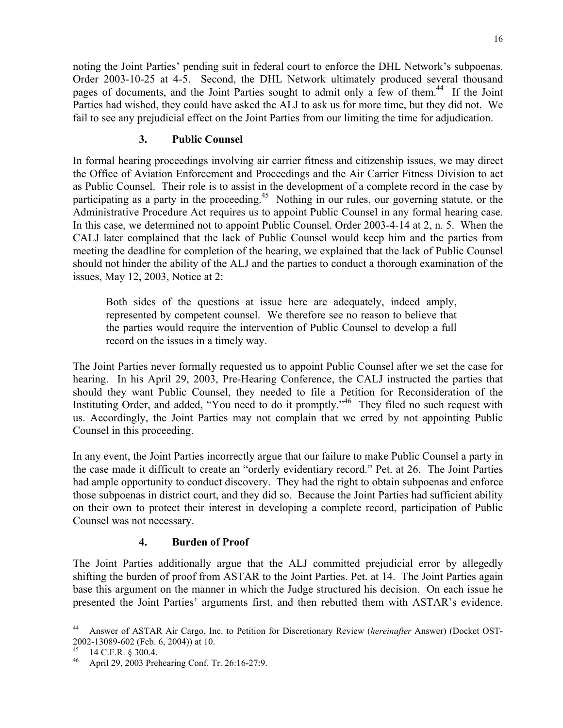noting the Joint Parties' pending suit in federal court to enforce the DHL Network's subpoenas. Order 2003-10-25 at 4-5. Second, the DHL Network ultimately produced several thousand pages of documents, and the Joint Parties sought to admit only a few of them.[44] If the Joint Parties had wished, they could have asked the ALJ to ask us for more time, but they did not. We fail to see any prejudicial effect on the Joint Parties from our limiting the time for adjudication.

### 3. Public Counsel

In formal hearing proceedings involving air carrier fitness and citizenship issues, we may direct the Office of Aviation Enforcement and Proceedings and the Air Carrier Fitness Division to act as Public Counsel. Their role is to assist in the development of a complete record in the case by participating as a party in the proceeding.[45] Nothing in our rules, our governing statute, or the Administrative Procedure Act requires us to appoint Public Counsel in any formal hearing case. In this case, we determined not to appoint Public Counsel. Order 2003-4-14 at 2, n. 5. When the CALJ later complained that the lack of Public Counsel would keep him and the parties from meeting the deadline for completion of the hearing, we explained that the lack of Public Counsel should not hinder the ability of the ALJ and the parties to conduct a thorough examination of the issues, May 12, 2003, Notice at 2:

> Both sides of the questions at issue here are adequately, indeed amply, represented by competent counsel. We therefore see no reason to believe that the parties would require the intervention of Public Counsel to develop a full record on the issues in a timely way.

The Joint Parties never formally requested us to appoint Public Counsel after we set the case for hearing. In his April 29, 2003, Pre-Hearing Conference, the CALJ instructed the parties that should they want Public Counsel, they needed to file a Petition for Reconsideration of the Instituting Order, and added, "You need to do it promptly."[46] They filed no such request with us. Accordingly, the Joint Parties may not complain that we erred by not appointing Public Counsel in this proceeding.

In any event, the Joint Parties incorrectly argue that our failure to make Public Counsel a party in the case made it difficult to create an "orderly evidentiary record." Pet. at 26. The Joint Parties had ample opportunity to conduct discovery. They had the right to obtain subpoenas and enforce those subpoenas in district court, and they did so. Because the Joint Parties had sufficient ability on their own to protect their interest in developing a complete record, participation of Public Counsel was not necessary.

### 4. Burden of Proof

The Joint Parties additionally argue that the ALJ committed prejudicial error by allegedly shifting the burden of proof from ASTAR to the Joint Parties. Pet. at 14. The Joint Parties again base this argument on the manner in which the Judge structured his decision. On each issue he presented the Joint Parties' arguments first, and then rebutted them with ASTAR's evidence.

---

[44] Answer of ASTAR Air Cargo, Inc. to Petition for Discretionary Review (*hereinafter* Answer) (Docket OST-2002-13089-602 (Feb. 6, 2004)) at 10.

[45] 14 C.F.R. § 300.4.

[46] April 29, 2003 Prehearing Conf. Tr. 26:16-27:9.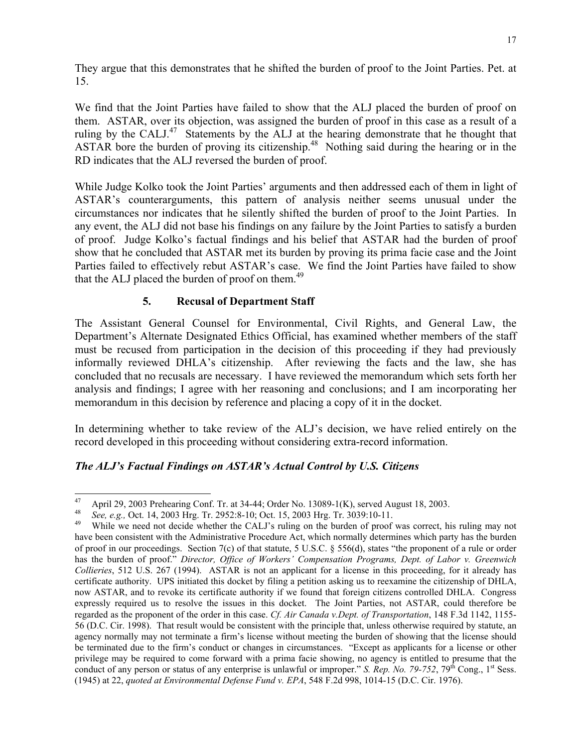They argue that this demonstrates that he shifted the burden of proof to the Joint Parties. Pet. at 15.

We find that the Joint Parties have failed to show that the ALJ placed the burden of proof on them. ASTAR, over its objection, was assigned the burden of proof in this case as a result of a ruling by the CALJ.[47] Statements by the ALJ at the hearing demonstrate that he thought that ASTAR bore the burden of proving its citizenship.[48] Nothing said during the hearing or in the RD indicates that the ALJ reversed the burden of proof.

While Judge Kolko took the Joint Parties' arguments and then addressed each of them in light of ASTAR's counterarguments, this pattern of analysis neither seems unusual under the circumstances nor indicates that he silently shifted the burden of proof to the Joint Parties. In any event, the ALJ did not base his findings on any failure by the Joint Parties to satisfy a burden of proof. Judge Kolko's factual findings and his belief that ASTAR had the burden of proof show that he concluded that ASTAR met its burden by proving its prima facie case and the Joint Parties failed to effectively rebut ASTAR's case. We find the Joint Parties have failed to show that the ALJ placed the burden of proof on them.[49]

### 5. Recusal of Department Staff

The Assistant General Counsel for Environmental, Civil Rights, and General Law, the Department's Alternate Designated Ethics Official, has examined whether members of the staff must be recused from participation in the decision of this proceeding if they had previously informally reviewed DHLA's citizenship. After reviewing the facts and the law, she has concluded that no recusals are necessary. I have reviewed the memorandum which sets forth her analysis and findings; I agree with her reasoning and conclusions; and I am incorporating her memorandum in this decision by reference and placing a copy of it in the docket.

In determining whether to take review of the ALJ's decision, we have relied entirely on the record developed in this proceeding without considering extra-record information.

***The ALJ's Factual Findings on ASTAR's Actual Control by U.S. Citizens***

---

[47] April 29, 2003 Prehearing Conf. Tr. at 34-44; Order No. 13089-1(K), served August 18, 2003.

[48] *See, e.g.,* Oct. 14, 2003 Hrg. Tr. 2952:8-10; Oct. 15, 2003 Hrg. Tr. 3039:10-11.

[49] While we need not decide whether the CALJ's ruling on the burden of proof was correct, his ruling may not have been consistent with the Administrative Procedure Act, which normally determines which party has the burden of proof in our proceedings. Section 7(c) of that statute, 5 U.S.C. § 556(d), states "the proponent of a rule or order has the burden of proof." *Director, Office of Workers' Compensation Programs, Dept. of Labor v. Greenwich Collieries*, 512 U.S. 267 (1994). ASTAR is not an applicant for a license in this proceeding, for it already has certificate authority. UPS initiated this docket by filing a petition asking us to reexamine the citizenship of DHLA, now ASTAR, and to revoke its certificate authority if we found that foreign citizens controlled DHLA. Congress expressly required us to resolve the issues in this docket. The Joint Parties, not ASTAR, could therefore be regarded as the proponent of the order in this case. *Cf. Air Canada v.Dept. of Transportation*, 148 F.3d 1142, 1155-56 (D.C. Cir. 1998). That result would be consistent with the principle that, unless otherwise required by statute, an agency normally may not terminate a firm's license without meeting the burden of showing that the license should be terminated due to the firm's conduct or changes in circumstances. "Except as applicants for a license or other privilege may be required to come forward with a prima facie showing, no agency is entitled to presume that the conduct of any person or status of any enterprise is unlawful or improper." *S. Rep. No. 79-752*, 79th Cong., 1st Sess. (1945) at 22, *quoted at Environmental Defense Fund v. EPA*, 548 F.2d 998, 1014-15 (D.C. Cir. 1976).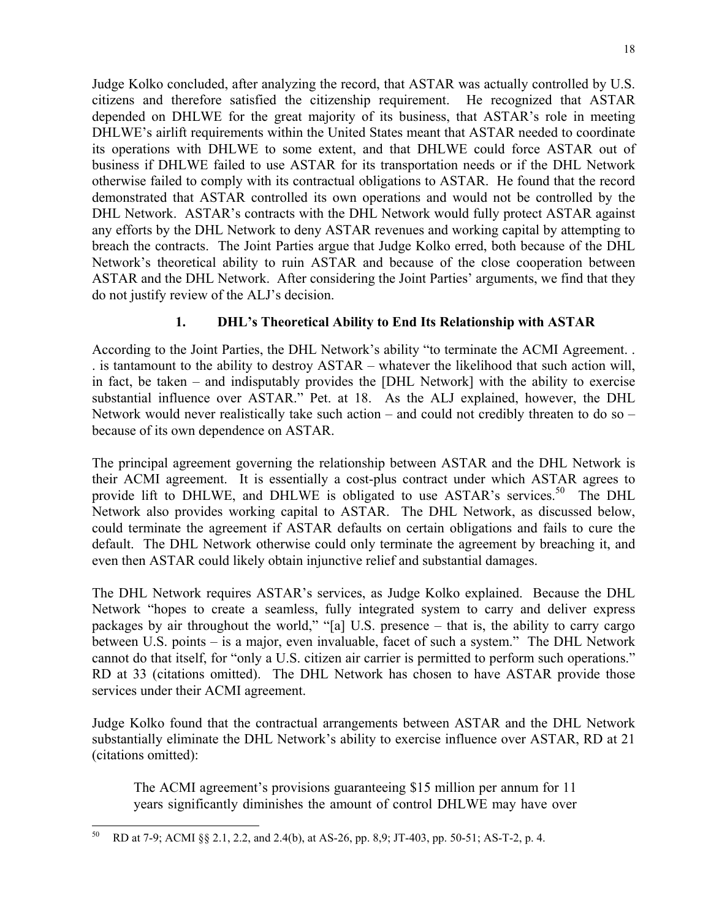Judge Kolko concluded, after analyzing the record, that ASTAR was actually controlled by U.S. citizens and therefore satisfied the citizenship requirement. He recognized that ASTAR depended on DHLWE for the great majority of its business, that ASTAR's role in meeting DHLWE's airlift requirements within the United States meant that ASTAR needed to coordinate its operations with DHLWE to some extent, and that DHLWE could force ASTAR out of business if DHLWE failed to use ASTAR for its transportation needs or if the DHL Network otherwise failed to comply with its contractual obligations to ASTAR. He found that the record demonstrated that ASTAR controlled its own operations and would not be controlled by the DHL Network. ASTAR's contracts with the DHL Network would fully protect ASTAR against any efforts by the DHL Network to deny ASTAR revenues and working capital by attempting to breach the contracts. The Joint Parties argue that Judge Kolko erred, both because of the DHL Network's theoretical ability to ruin ASTAR and because of the close cooperation between ASTAR and the DHL Network. After considering the Joint Parties' arguments, we find that they do not justify review of the ALJ's decision.

### 1. DHL's Theoretical Ability to End Its Relationship with ASTAR

According to the Joint Parties, the DHL Network's ability "to terminate the ACMI Agreement. . . is tantamount to the ability to destroy ASTAR – whatever the likelihood that such action will, in fact, be taken – and indisputably provides the [DHL Network] with the ability to exercise substantial influence over ASTAR." Pet. at 18. As the ALJ explained, however, the DHL Network would never realistically take such action – and could not credibly threaten to do so – because of its own dependence on ASTAR.

The principal agreement governing the relationship between ASTAR and the DHL Network is their ACMI agreement. It is essentially a cost-plus contract under which ASTAR agrees to provide lift to DHLWE, and DHLWE is obligated to use ASTAR's services.[50] The DHL Network also provides working capital to ASTAR. The DHL Network, as discussed below, could terminate the agreement if ASTAR defaults on certain obligations and fails to cure the default. The DHL Network otherwise could only terminate the agreement by breaching it, and even then ASTAR could likely obtain injunctive relief and substantial damages.

The DHL Network requires ASTAR's services, as Judge Kolko explained. Because the DHL Network "hopes to create a seamless, fully integrated system to carry and deliver express packages by air throughout the world," "[a] U.S. presence – that is, the ability to carry cargo between U.S. points – is a major, even invaluable, facet of such a system." The DHL Network cannot do that itself, for "only a U.S. citizen air carrier is permitted to perform such operations." RD at 33 (citations omitted). The DHL Network has chosen to have ASTAR provide those services under their ACMI agreement.

Judge Kolko found that the contractual arrangements between ASTAR and the DHL Network substantially eliminate the DHL Network's ability to exercise influence over ASTAR, RD at 21 (citations omitted):

> The ACMI agreement's provisions guaranteeing $15 million per annum for 11 years significantly diminishes the amount of control DHLWE may have over

---

[50] RD at 7-9; ACMI §§ 2.1, 2.2, and 2.4(b), at AS-26, pp. 8,9; JT-403, pp. 50-51; AS-T-2, p. 4.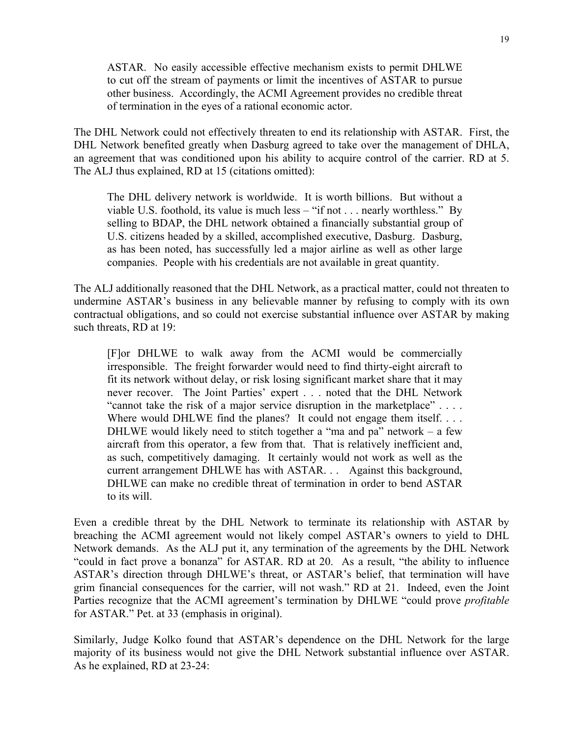> ASTAR. No easily accessible effective mechanism exists to permit DHLWE to cut off the stream of payments or limit the incentives of ASTAR to pursue other business. Accordingly, the ACMI Agreement provides no credible threat of termination in the eyes of a rational economic actor.

The DHL Network could not effectively threaten to end its relationship with ASTAR. First, the DHL Network benefited greatly when Dasburg agreed to take over the management of DHLA, an agreement that was conditioned upon his ability to acquire control of the carrier. RD at 5. The ALJ thus explained, RD at 15 (citations omitted):

> The DHL delivery network is worldwide. It is worth billions. But without a viable U.S. foothold, its value is much less – "if not . . . nearly worthless." By selling to BDAP, the DHL network obtained a financially substantial group of U.S. citizens headed by a skilled, accomplished executive, Dasburg. Dasburg, as has been noted, has successfully led a major airline as well as other large companies. People with his credentials are not available in great quantity.

The ALJ additionally reasoned that the DHL Network, as a practical matter, could not threaten to undermine ASTAR's business in any believable manner by refusing to comply with its own contractual obligations, and so could not exercise substantial influence over ASTAR by making such threats, RD at 19:

> [F]or DHLWE to walk away from the ACMI would be commercially irresponsible. The freight forwarder would need to find thirty-eight aircraft to fit its network without delay, or risk losing significant market share that it may never recover. The Joint Parties' expert . . . noted that the DHL Network "cannot take the risk of a major service disruption in the marketplace" . . . . Where would DHLWE find the planes? It could not engage them itself. . . . DHLWE would likely need to stitch together a "ma and pa" network – a few aircraft from this operator, a few from that. That is relatively inefficient and, as such, competitively damaging. It certainly would not work as well as the current arrangement DHLWE has with ASTAR. . . Against this background, DHLWE can make no credible threat of termination in order to bend ASTAR to its will.

Even a credible threat by the DHL Network to terminate its relationship with ASTAR by breaching the ACMI agreement would not likely compel ASTAR's owners to yield to DHL Network demands. As the ALJ put it, any termination of the agreements by the DHL Network "could in fact prove a bonanza" for ASTAR. RD at 20. As a result, "the ability to influence ASTAR's direction through DHLWE's threat, or ASTAR's belief, that termination will have grim financial consequences for the carrier, will not wash." RD at 21. Indeed, even the Joint Parties recognize that the ACMI agreement's termination by DHLWE "could prove *profitable* for ASTAR." Pet. at 33 (emphasis in original).

Similarly, Judge Kolko found that ASTAR's dependence on the DHL Network for the large majority of its business would not give the DHL Network substantial influence over ASTAR. As he explained, RD at 23-24: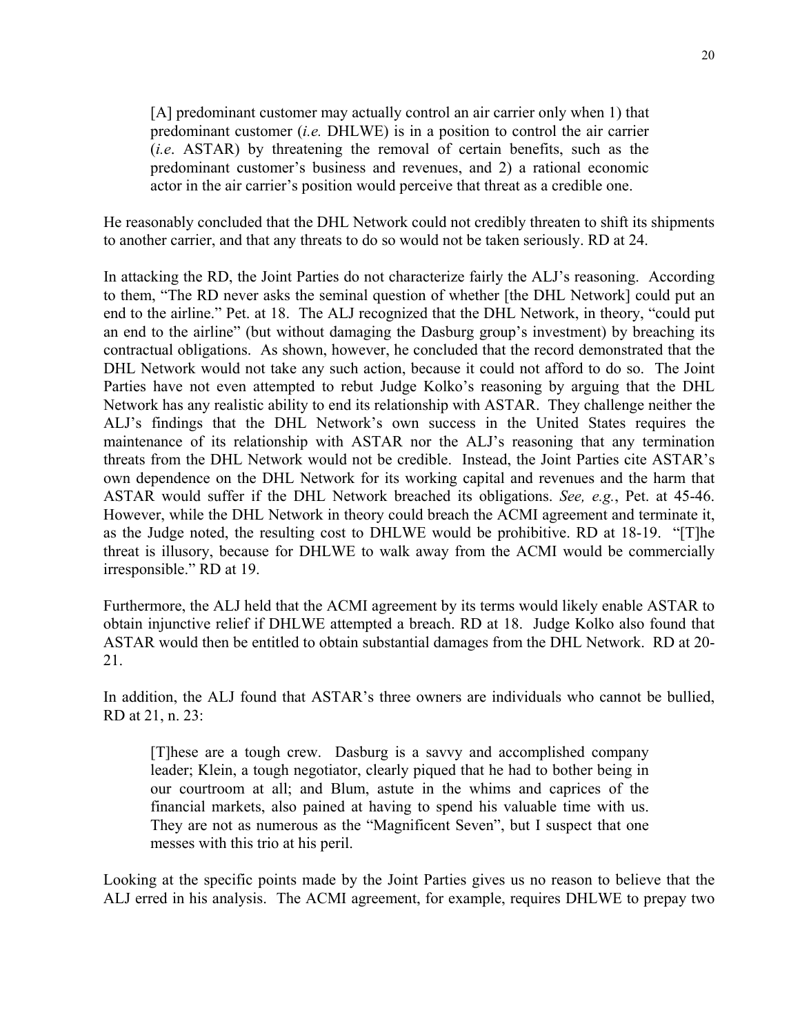> [A] predominant customer may actually control an air carrier only when 1) that predominant customer (*i.e.* DHLWE) is in a position to control the air carrier (*i.e*. ASTAR) by threatening the removal of certain benefits, such as the predominant customer's business and revenues, and 2) a rational economic actor in the air carrier's position would perceive that threat as a credible one.

He reasonably concluded that the DHL Network could not credibly threaten to shift its shipments to another carrier, and that any threats to do so would not be taken seriously. RD at 24.

In attacking the RD, the Joint Parties do not characterize fairly the ALJ's reasoning. According to them, "The RD never asks the seminal question of whether [the DHL Network] could put an end to the airline." Pet. at 18. The ALJ recognized that the DHL Network, in theory, "could put an end to the airline" (but without damaging the Dasburg group's investment) by breaching its contractual obligations. As shown, however, he concluded that the record demonstrated that the DHL Network would not take any such action, because it could not afford to do so. The Joint Parties have not even attempted to rebut Judge Kolko's reasoning by arguing that the DHL Network has any realistic ability to end its relationship with ASTAR. They challenge neither the ALJ's findings that the DHL Network's own success in the United States requires the maintenance of its relationship with ASTAR nor the ALJ's reasoning that any termination threats from the DHL Network would not be credible. Instead, the Joint Parties cite ASTAR's own dependence on the DHL Network for its working capital and revenues and the harm that ASTAR would suffer if the DHL Network breached its obligations. *See, e.g.*, Pet. at 45-46. However, while the DHL Network in theory could breach the ACMI agreement and terminate it, as the Judge noted, the resulting cost to DHLWE would be prohibitive. RD at 18-19. "[T]he threat is illusory, because for DHLWE to walk away from the ACMI would be commercially irresponsible." RD at 19.

Furthermore, the ALJ held that the ACMI agreement by its terms would likely enable ASTAR to obtain injunctive relief if DHLWE attempted a breach. RD at 18. Judge Kolko also found that ASTAR would then be entitled to obtain substantial damages from the DHL Network. RD at 20-21.

In addition, the ALJ found that ASTAR's three owners are individuals who cannot be bullied, RD at 21, n. 23:

> [T]hese are a tough crew. Dasburg is a savvy and accomplished company leader; Klein, a tough negotiator, clearly piqued that he had to bother being in our courtroom at all; and Blum, astute in the whims and caprices of the financial markets, also pained at having to spend his valuable time with us. They are not as numerous as the "Magnificent Seven", but I suspect that one messes with this trio at his peril.

Looking at the specific points made by the Joint Parties gives us no reason to believe that the ALJ erred in his analysis. The ACMI agreement, for example, requires DHLWE to prepay two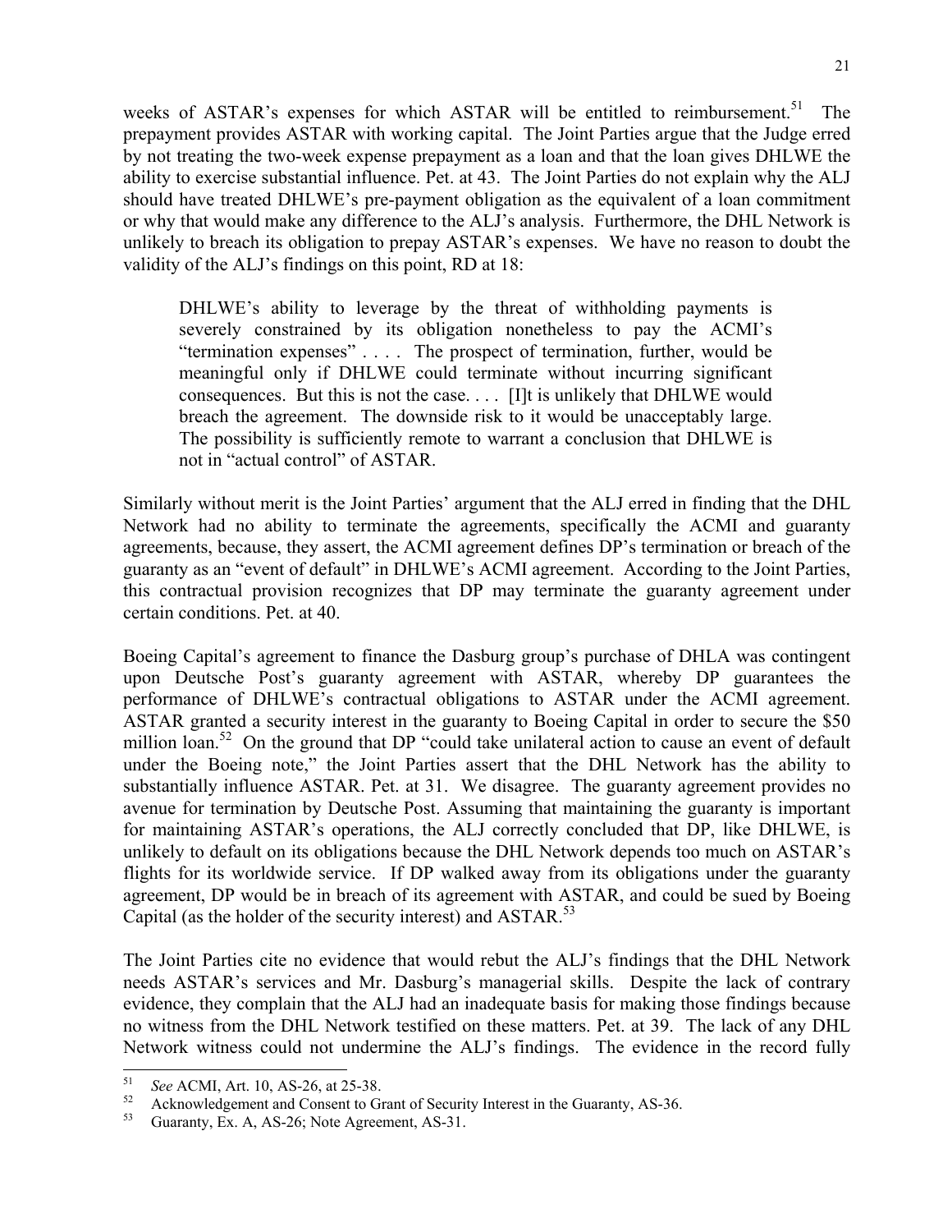weeks of ASTAR's expenses for which ASTAR will be entitled to reimbursement.[51] The prepayment provides ASTAR with working capital. The Joint Parties argue that the Judge erred by not treating the two-week expense prepayment as a loan and that the loan gives DHLWE the ability to exercise substantial influence. Pet. at 43. The Joint Parties do not explain why the ALJ should have treated DHLWE's pre-payment obligation as the equivalent of a loan commitment or why that would make any difference to the ALJ's analysis. Furthermore, the DHL Network is unlikely to breach its obligation to prepay ASTAR's expenses. We have no reason to doubt the validity of the ALJ's findings on this point, RD at 18:

> DHLWE's ability to leverage by the threat of withholding payments is severely constrained by its obligation nonetheless to pay the ACMI's "termination expenses" . . . . The prospect of termination, further, would be meaningful only if DHLWE could terminate without incurring significant consequences. But this is not the case. . . . [I]t is unlikely that DHLWE would breach the agreement. The downside risk to it would be unacceptably large. The possibility is sufficiently remote to warrant a conclusion that DHLWE is not in "actual control" of ASTAR.

Similarly without merit is the Joint Parties' argument that the ALJ erred in finding that the DHL Network had no ability to terminate the agreements, specifically the ACMI and guaranty agreements, because, they assert, the ACMI agreement defines DP's termination or breach of the guaranty as an "event of default" in DHLWE's ACMI agreement. According to the Joint Parties, this contractual provision recognizes that DP may terminate the guaranty agreement under certain conditions. Pet. at 40.

Boeing Capital's agreement to finance the Dasburg group's purchase of DHLA was contingent upon Deutsche Post's guaranty agreement with ASTAR, whereby DP guarantees the performance of DHLWE's contractual obligations to ASTAR under the ACMI agreement. ASTAR granted a security interest in the guaranty to Boeing Capital in order to secure the $50 million loan.[52] On the ground that DP "could take unilateral action to cause an event of default under the Boeing note," the Joint Parties assert that the DHL Network has the ability to substantially influence ASTAR. Pet. at 31. We disagree. The guaranty agreement provides no avenue for termination by Deutsche Post. Assuming that maintaining the guaranty is important for maintaining ASTAR's operations, the ALJ correctly concluded that DP, like DHLWE, is unlikely to default on its obligations because the DHL Network depends too much on ASTAR's flights for its worldwide service. If DP walked away from its obligations under the guaranty agreement, DP would be in breach of its agreement with ASTAR, and could be sued by Boeing Capital (as the holder of the security interest) and ASTAR.[53]

The Joint Parties cite no evidence that would rebut the ALJ's findings that the DHL Network needs ASTAR's services and Mr. Dasburg's managerial skills. Despite the lack of contrary evidence, they complain that the ALJ had an inadequate basis for making those findings because no witness from the DHL Network testified on these matters. Pet. at 39. The lack of any DHL Network witness could not undermine the ALJ's findings. The evidence in the record fully

---

[51] *See* ACMI, Art. 10, AS-26, at 25-38.

[52] Acknowledgement and Consent to Grant of Security Interest in the Guaranty, AS-36.

[53] Guaranty, Ex. A, AS-26; Note Agreement, AS-31.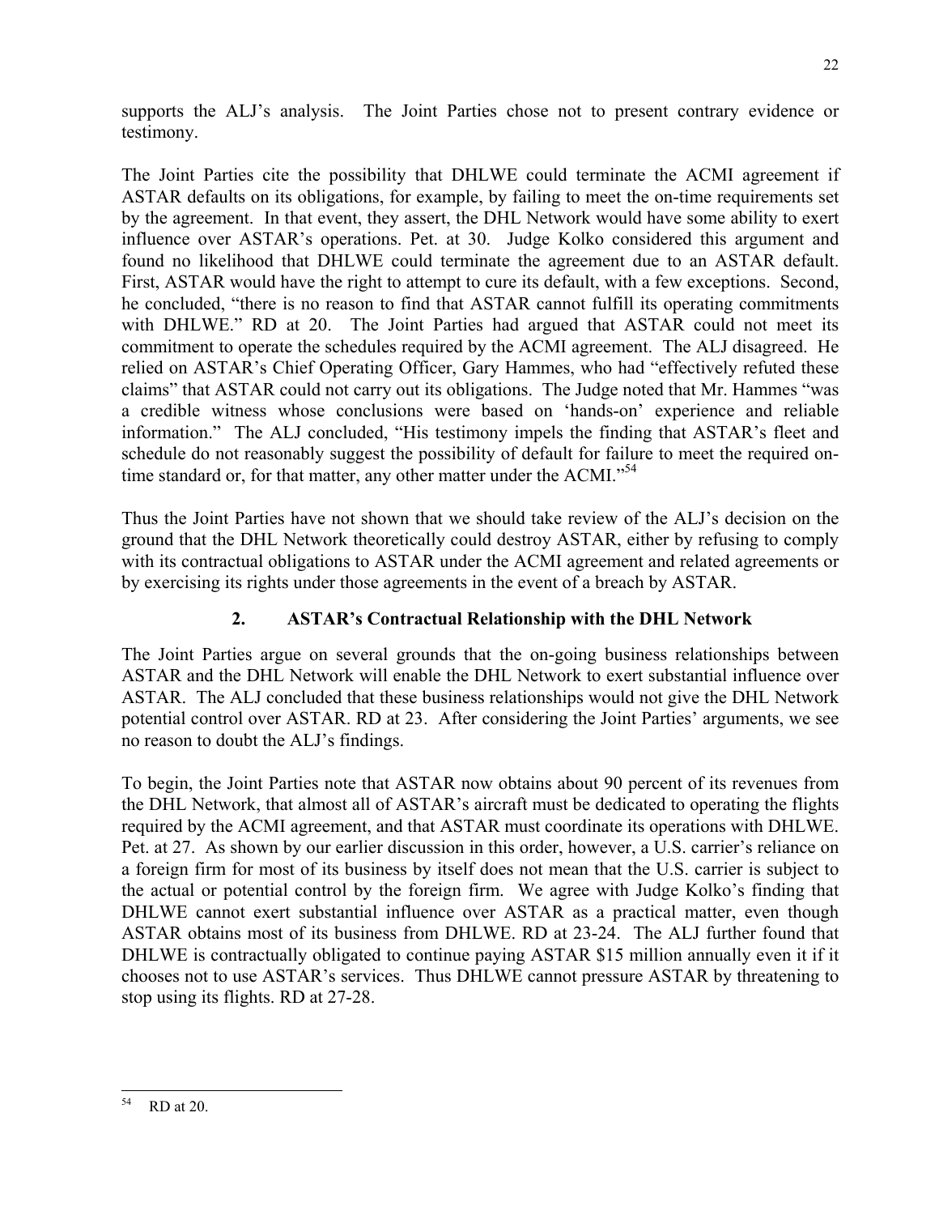supports the ALJ's analysis. The Joint Parties chose not to present contrary evidence or testimony.

The Joint Parties cite the possibility that DHLWE could terminate the ACMI agreement if ASTAR defaults on its obligations, for example, by failing to meet the on-time requirements set by the agreement. In that event, they assert, the DHL Network would have some ability to exert influence over ASTAR's operations. Pet. at 30. Judge Kolko considered this argument and found no likelihood that DHLWE could terminate the agreement due to an ASTAR default. First, ASTAR would have the right to attempt to cure its default, with a few exceptions. Second, he concluded, "there is no reason to find that ASTAR cannot fulfill its operating commitments with DHLWE." RD at 20. The Joint Parties had argued that ASTAR could not meet its commitment to operate the schedules required by the ACMI agreement. The ALJ disagreed. He relied on ASTAR's Chief Operating Officer, Gary Hammes, who had "effectively refuted these claims" that ASTAR could not carry out its obligations. The Judge noted that Mr. Hammes "was a credible witness whose conclusions were based on 'hands-on' experience and reliable information." The ALJ concluded, "His testimony impels the finding that ASTAR's fleet and schedule do not reasonably suggest the possibility of default for failure to meet the required on-time standard or, for that matter, any other matter under the ACMI."[54]

Thus the Joint Parties have not shown that we should take review of the ALJ's decision on the ground that the DHL Network theoretically could destroy ASTAR, either by refusing to comply with its contractual obligations to ASTAR under the ACMI agreement and related agreements or by exercising its rights under those agreements in the event of a breach by ASTAR.

### 2. ASTAR's Contractual Relationship with the DHL Network

The Joint Parties argue on several grounds that the on-going business relationships between ASTAR and the DHL Network will enable the DHL Network to exert substantial influence over ASTAR. The ALJ concluded that these business relationships would not give the DHL Network potential control over ASTAR. RD at 23. After considering the Joint Parties' arguments, we see no reason to doubt the ALJ's findings.

To begin, the Joint Parties note that ASTAR now obtains about 90 percent of its revenues from the DHL Network, that almost all of ASTAR's aircraft must be dedicated to operating the flights required by the ACMI agreement, and that ASTAR must coordinate its operations with DHLWE. Pet. at 27. As shown by our earlier discussion in this order, however, a U.S. carrier's reliance on a foreign firm for most of its business by itself does not mean that the U.S. carrier is subject to the actual or potential control by the foreign firm. We agree with Judge Kolko's finding that DHLWE cannot exert substantial influence over ASTAR as a practical matter, even though ASTAR obtains most of its business from DHLWE. RD at 23-24. The ALJ further found that DHLWE is contractually obligated to continue paying ASTAR $15 million annually even it if it chooses not to use ASTAR's services. Thus DHLWE cannot pressure ASTAR by threatening to stop using its flights. RD at 27-28.

---

[54] RD at 20.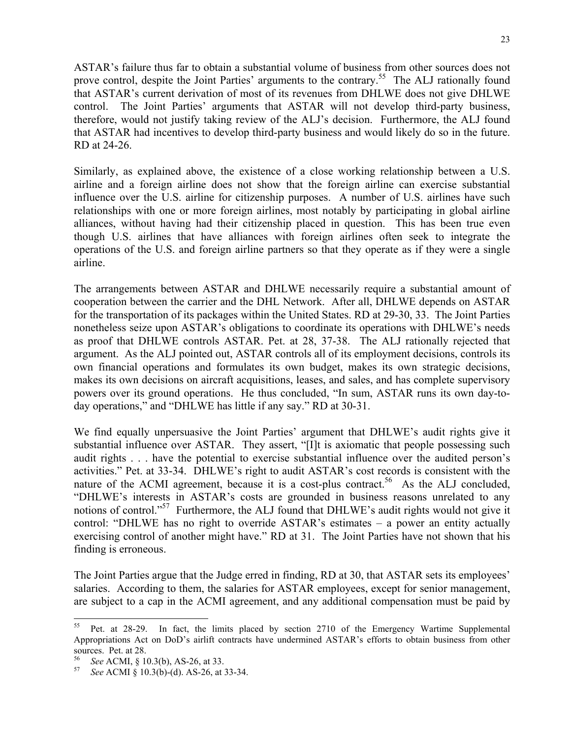ASTAR's failure thus far to obtain a substantial volume of business from other sources does not prove control, despite the Joint Parties' arguments to the contrary.[55] The ALJ rationally found that ASTAR's current derivation of most of its revenues from DHLWE does not give DHLWE control. The Joint Parties' arguments that ASTAR will not develop third-party business, therefore, would not justify taking review of the ALJ's decision. Furthermore, the ALJ found that ASTAR had incentives to develop third-party business and would likely do so in the future. RD at 24-26.

Similarly, as explained above, the existence of a close working relationship between a U.S. airline and a foreign airline does not show that the foreign airline can exercise substantial influence over the U.S. airline for citizenship purposes. A number of U.S. airlines have such relationships with one or more foreign airlines, most notably by participating in global airline alliances, without having had their citizenship placed in question. This has been true even though U.S. airlines that have alliances with foreign airlines often seek to integrate the operations of the U.S. and foreign airline partners so that they operate as if they were a single airline.

The arrangements between ASTAR and DHLWE necessarily require a substantial amount of cooperation between the carrier and the DHL Network. After all, DHLWE depends on ASTAR for the transportation of its packages within the United States. RD at 29-30, 33. The Joint Parties nonetheless seize upon ASTAR's obligations to coordinate its operations with DHLWE's needs as proof that DHLWE controls ASTAR. Pet. at 28, 37-38. The ALJ rationally rejected that argument. As the ALJ pointed out, ASTAR controls all of its employment decisions, controls its own financial operations and formulates its own budget, makes its own strategic decisions, makes its own decisions on aircraft acquisitions, leases, and sales, and has complete supervisory powers over its ground operations. He thus concluded, "In sum, ASTAR runs its own day-to-day operations," and "DHLWE has little if any say." RD at 30-31.

We find equally unpersuasive the Joint Parties' argument that DHLWE's audit rights give it substantial influence over ASTAR. They assert, "[I]t is axiomatic that people possessing such audit rights . . . have the potential to exercise substantial influence over the audited person's activities." Pet. at 33-34. DHLWE's right to audit ASTAR's cost records is consistent with the nature of the ACMI agreement, because it is a cost-plus contract.[56] As the ALJ concluded, "DHLWE's interests in ASTAR's costs are grounded in business reasons unrelated to any notions of control."[57] Furthermore, the ALJ found that DHLWE's audit rights would not give it control: "DHLWE has no right to override ASTAR's estimates – a power an entity actually exercising control of another might have." RD at 31. The Joint Parties have not shown that his finding is erroneous.

The Joint Parties argue that the Judge erred in finding, RD at 30, that ASTAR sets its employees' salaries. According to them, the salaries for ASTAR employees, except for senior management, are subject to a cap in the ACMI agreement, and any additional compensation must be paid by

---

[55] Pet. at 28-29. In fact, the limits placed by section 2710 of the Emergency Wartime Supplemental Appropriations Act on DoD's airlift contracts have undermined ASTAR's efforts to obtain business from other sources. Pet. at 28.

[56] *See* ACMI, § 10.3(b), AS-26, at 33.

[57] *See* ACMI § 10.3(b)-(d). AS-26, at 33-34.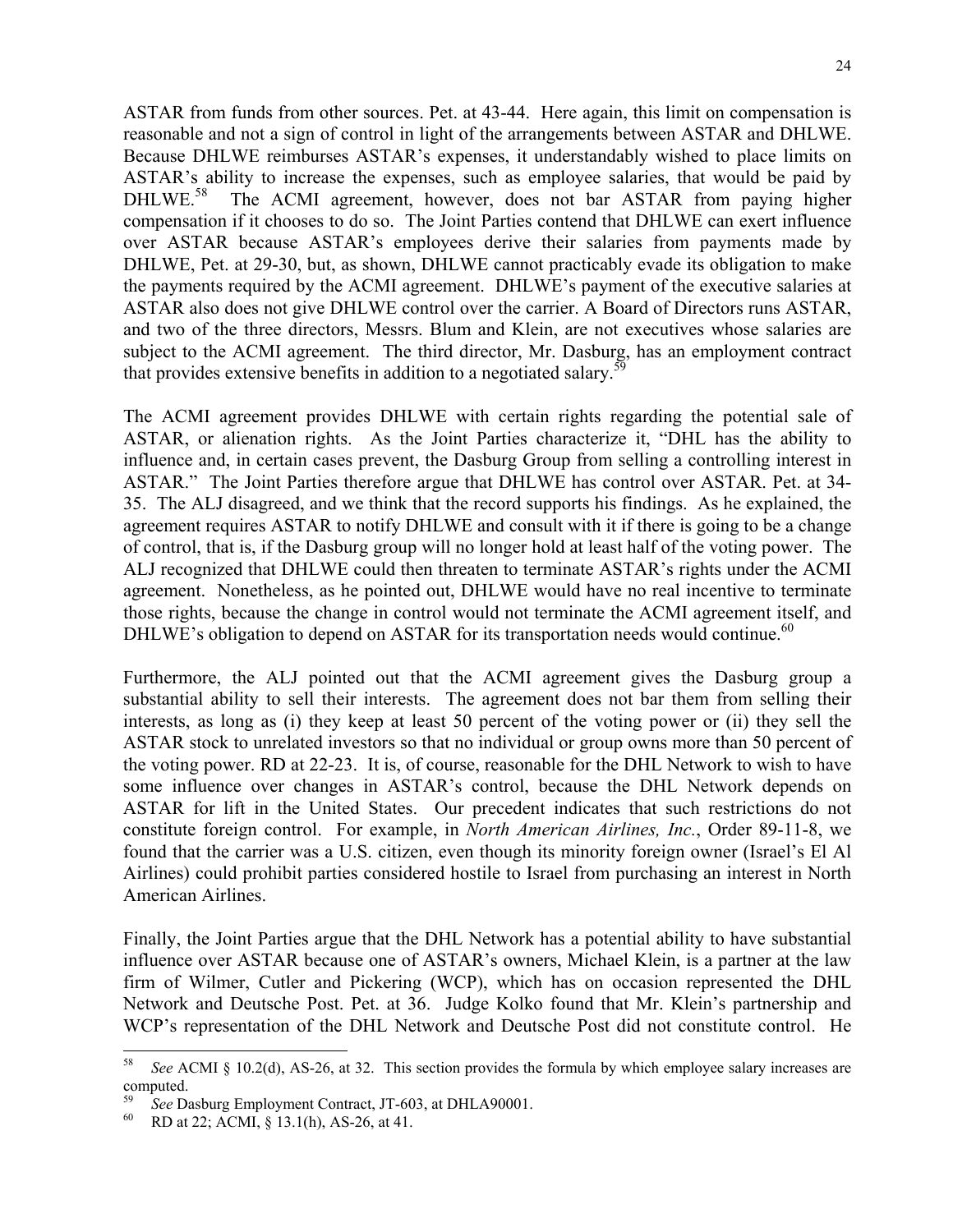ASTAR from funds from other sources. Pet. at 43-44. Here again, this limit on compensation is reasonable and not a sign of control in light of the arrangements between ASTAR and DHLWE. Because DHLWE reimburses ASTAR's expenses, it understandably wished to place limits on ASTAR's ability to increase the expenses, such as employee salaries, that would be paid by DHLWE.[58] The ACMI agreement, however, does not bar ASTAR from paying higher compensation if it chooses to do so. The Joint Parties contend that DHLWE can exert influence over ASTAR because ASTAR's employees derive their salaries from payments made by DHLWE, Pet. at 29-30, but, as shown, DHLWE cannot practicably evade its obligation to make the payments required by the ACMI agreement. DHLWE's payment of the executive salaries at ASTAR also does not give DHLWE control over the carrier. A Board of Directors runs ASTAR, and two of the three directors, Messrs. Blum and Klein, are not executives whose salaries are subject to the ACMI agreement. The third director, Mr. Dasburg, has an employment contract that provides extensive benefits in addition to a negotiated salary.[59]

The ACMI agreement provides DHLWE with certain rights regarding the potential sale of ASTAR, or alienation rights. As the Joint Parties characterize it, "DHL has the ability to influence and, in certain cases prevent, the Dasburg Group from selling a controlling interest in ASTAR." The Joint Parties therefore argue that DHLWE has control over ASTAR. Pet. at 34-35. The ALJ disagreed, and we think that the record supports his findings. As he explained, the agreement requires ASTAR to notify DHLWE and consult with it if there is going to be a change of control, that is, if the Dasburg group will no longer hold at least half of the voting power. The ALJ recognized that DHLWE could then threaten to terminate ASTAR's rights under the ACMI agreement. Nonetheless, as he pointed out, DHLWE would have no real incentive to terminate those rights, because the change in control would not terminate the ACMI agreement itself, and DHLWE's obligation to depend on ASTAR for its transportation needs would continue.[60]

Furthermore, the ALJ pointed out that the ACMI agreement gives the Dasburg group a substantial ability to sell their interests. The agreement does not bar them from selling their interests, as long as (i) they keep at least 50 percent of the voting power or (ii) they sell the ASTAR stock to unrelated investors so that no individual or group owns more than 50 percent of the voting power. RD at 22-23. It is, of course, reasonable for the DHL Network to wish to have some influence over changes in ASTAR's control, because the DHL Network depends on ASTAR for lift in the United States. Our precedent indicates that such restrictions do not constitute foreign control. For example, in *North American Airlines, Inc.*, Order 89-11-8, we found that the carrier was a U.S. citizen, even though its minority foreign owner (Israel's El Al Airlines) could prohibit parties considered hostile to Israel from purchasing an interest in North American Airlines.

Finally, the Joint Parties argue that the DHL Network has a potential ability to have substantial influence over ASTAR because one of ASTAR's owners, Michael Klein, is a partner at the law firm of Wilmer, Cutler and Pickering (WCP), which has on occasion represented the DHL Network and Deutsche Post. Pet. at 36. Judge Kolko found that Mr. Klein's partnership and WCP's representation of the DHL Network and Deutsche Post did not constitute control. He

---

[58] *See* ACMI § 10.2(d), AS-26, at 32. This section provides the formula by which employee salary increases are computed.

[59] *See* Dasburg Employment Contract, JT-603, at DHLA90001.

[60] RD at 22; ACMI, § 13.1(h), AS-26, at 41.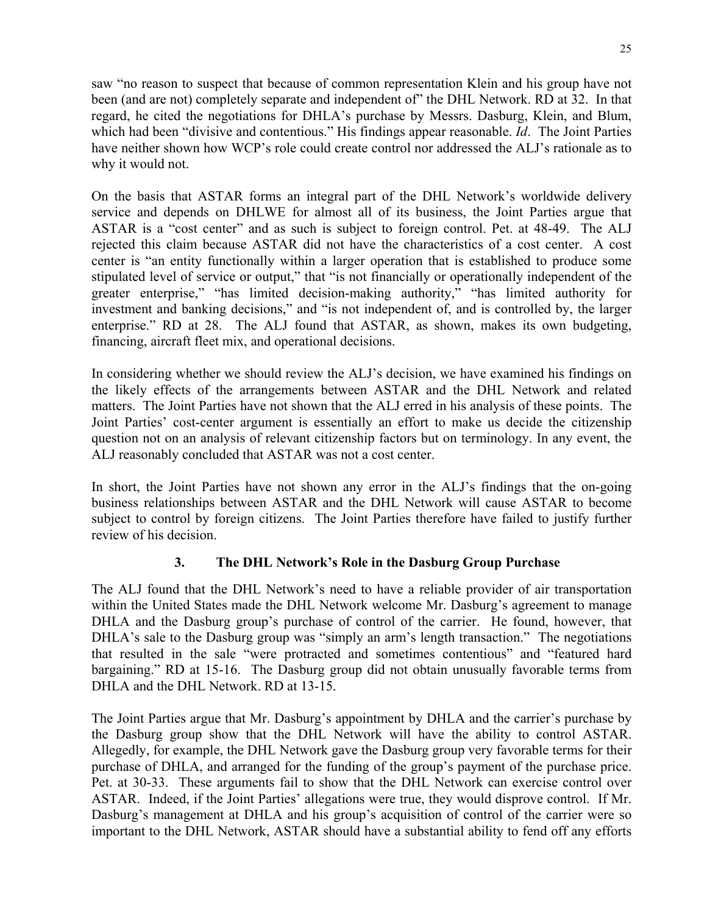saw "no reason to suspect that because of common representation Klein and his group have not been (and are not) completely separate and independent of" the DHL Network. RD at 32. In that regard, he cited the negotiations for DHLA's purchase by Messrs. Dasburg, Klein, and Blum, which had been "divisive and contentious." His findings appear reasonable. *Id*. The Joint Parties have neither shown how WCP's role could create control nor addressed the ALJ's rationale as to why it would not.

On the basis that ASTAR forms an integral part of the DHL Network's worldwide delivery service and depends on DHLWE for almost all of its business, the Joint Parties argue that ASTAR is a "cost center" and as such is subject to foreign control. Pet. at 48-49. The ALJ rejected this claim because ASTAR did not have the characteristics of a cost center. A cost center is "an entity functionally within a larger operation that is established to produce some stipulated level of service or output," that "is not financially or operationally independent of the greater enterprise," "has limited decision-making authority," "has limited authority for investment and banking decisions," and "is not independent of, and is controlled by, the larger enterprise." RD at 28. The ALJ found that ASTAR, as shown, makes its own budgeting, financing, aircraft fleet mix, and operational decisions.

In considering whether we should review the ALJ's decision, we have examined his findings on the likely effects of the arrangements between ASTAR and the DHL Network and related matters. The Joint Parties have not shown that the ALJ erred in his analysis of these points. The Joint Parties' cost-center argument is essentially an effort to make us decide the citizenship question not on an analysis of relevant citizenship factors but on terminology. In any event, the ALJ reasonably concluded that ASTAR was not a cost center.

In short, the Joint Parties have not shown any error in the ALJ's findings that the on-going business relationships between ASTAR and the DHL Network will cause ASTAR to become subject to control by foreign citizens. The Joint Parties therefore have failed to justify further review of his decision.

### 3. The DHL Network's Role in the Dasburg Group Purchase

The ALJ found that the DHL Network's need to have a reliable provider of air transportation within the United States made the DHL Network welcome Mr. Dasburg's agreement to manage DHLA and the Dasburg group's purchase of control of the carrier. He found, however, that DHLA's sale to the Dasburg group was "simply an arm's length transaction." The negotiations that resulted in the sale "were protracted and sometimes contentious" and "featured hard bargaining." RD at 15-16. The Dasburg group did not obtain unusually favorable terms from DHLA and the DHL Network. RD at 13-15.

The Joint Parties argue that Mr. Dasburg's appointment by DHLA and the carrier's purchase by the Dasburg group show that the DHL Network will have the ability to control ASTAR. Allegedly, for example, the DHL Network gave the Dasburg group very favorable terms for their purchase of DHLA, and arranged for the funding of the group's payment of the purchase price. Pet. at 30-33. These arguments fail to show that the DHL Network can exercise control over ASTAR. Indeed, if the Joint Parties' allegations were true, they would disprove control. If Mr. Dasburg's management at DHLA and his group's acquisition of control of the carrier were so important to the DHL Network, ASTAR should have a substantial ability to fend off any efforts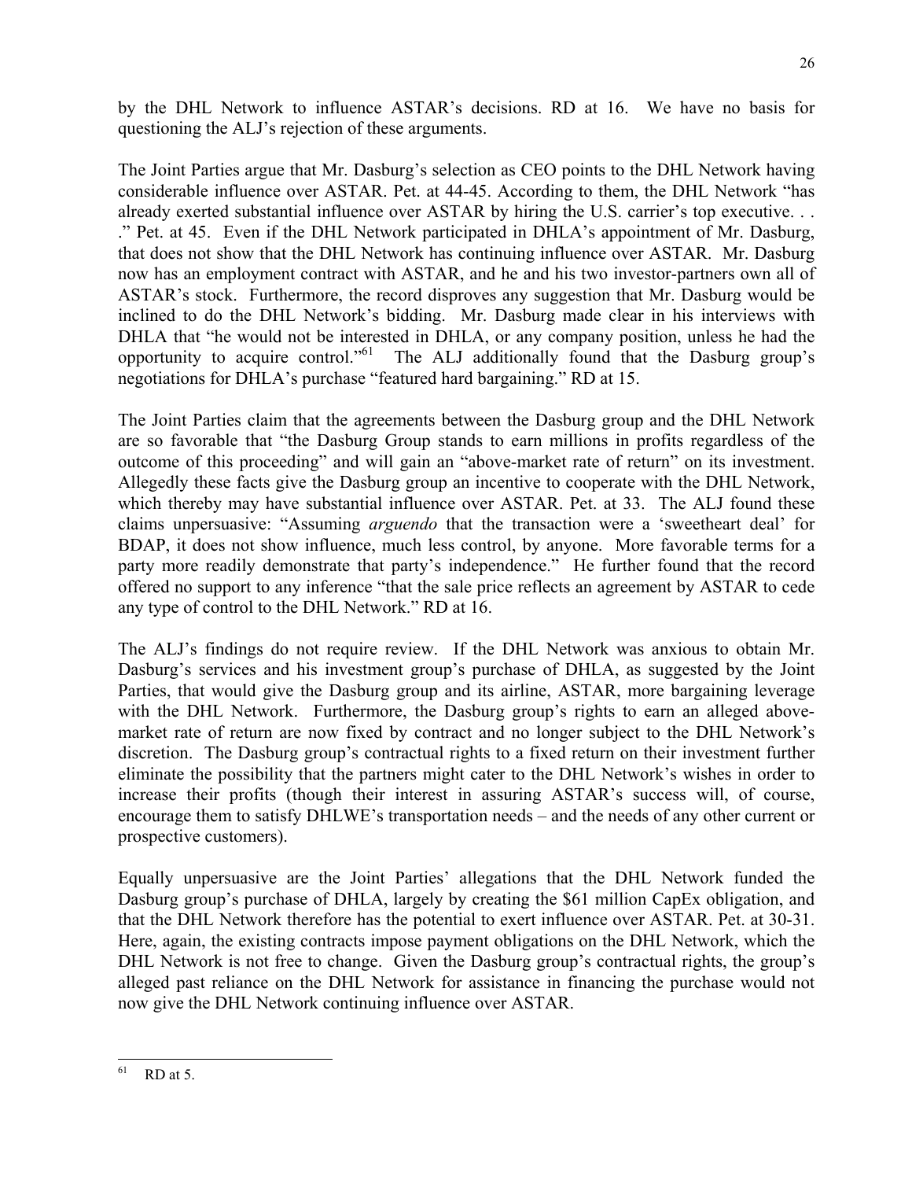by the DHL Network to influence ASTAR's decisions. RD at 16. We have no basis for questioning the ALJ's rejection of these arguments.

The Joint Parties argue that Mr. Dasburg's selection as CEO points to the DHL Network having considerable influence over ASTAR. Pet. at 44-45. According to them, the DHL Network "has already exerted substantial influence over ASTAR by hiring the U.S. carrier's top executive. . . ." Pet. at 45. Even if the DHL Network participated in DHLA's appointment of Mr. Dasburg, that does not show that the DHL Network has continuing influence over ASTAR. Mr. Dasburg now has an employment contract with ASTAR, and he and his two investor-partners own all of ASTAR's stock. Furthermore, the record disproves any suggestion that Mr. Dasburg would be inclined to do the DHL Network's bidding. Mr. Dasburg made clear in his interviews with DHLA that "he would not be interested in DHLA, or any company position, unless he had the opportunity to acquire control."[61] The ALJ additionally found that the Dasburg group's negotiations for DHLA's purchase "featured hard bargaining." RD at 15.

The Joint Parties claim that the agreements between the Dasburg group and the DHL Network are so favorable that "the Dasburg Group stands to earn millions in profits regardless of the outcome of this proceeding" and will gain an "above-market rate of return" on its investment. Allegedly these facts give the Dasburg group an incentive to cooperate with the DHL Network, which thereby may have substantial influence over ASTAR. Pet. at 33. The ALJ found these claims unpersuasive: "Assuming *arguendo* that the transaction were a 'sweetheart deal' for BDAP, it does not show influence, much less control, by anyone. More favorable terms for a party more readily demonstrate that party's independence." He further found that the record offered no support to any inference "that the sale price reflects an agreement by ASTAR to cede any type of control to the DHL Network." RD at 16.

The ALJ's findings do not require review. If the DHL Network was anxious to obtain Mr. Dasburg's services and his investment group's purchase of DHLA, as suggested by the Joint Parties, that would give the Dasburg group and its airline, ASTAR, more bargaining leverage with the DHL Network. Furthermore, the Dasburg group's rights to earn an alleged above-market rate of return are now fixed by contract and no longer subject to the DHL Network's discretion. The Dasburg group's contractual rights to a fixed return on their investment further eliminate the possibility that the partners might cater to the DHL Network's wishes in order to increase their profits (though their interest in assuring ASTAR's success will, of course, encourage them to satisfy DHLWE's transportation needs – and the needs of any other current or prospective customers).

Equally unpersuasive are the Joint Parties' allegations that the DHL Network funded the Dasburg group's purchase of DHLA, largely by creating the $61 million CapEx obligation, and that the DHL Network therefore has the potential to exert influence over ASTAR. Pet. at 30-31. Here, again, the existing contracts impose payment obligations on the DHL Network, which the DHL Network is not free to change. Given the Dasburg group's contractual rights, the group's alleged past reliance on the DHL Network for assistance in financing the purchase would not now give the DHL Network continuing influence over ASTAR.

---

[61] RD at 5.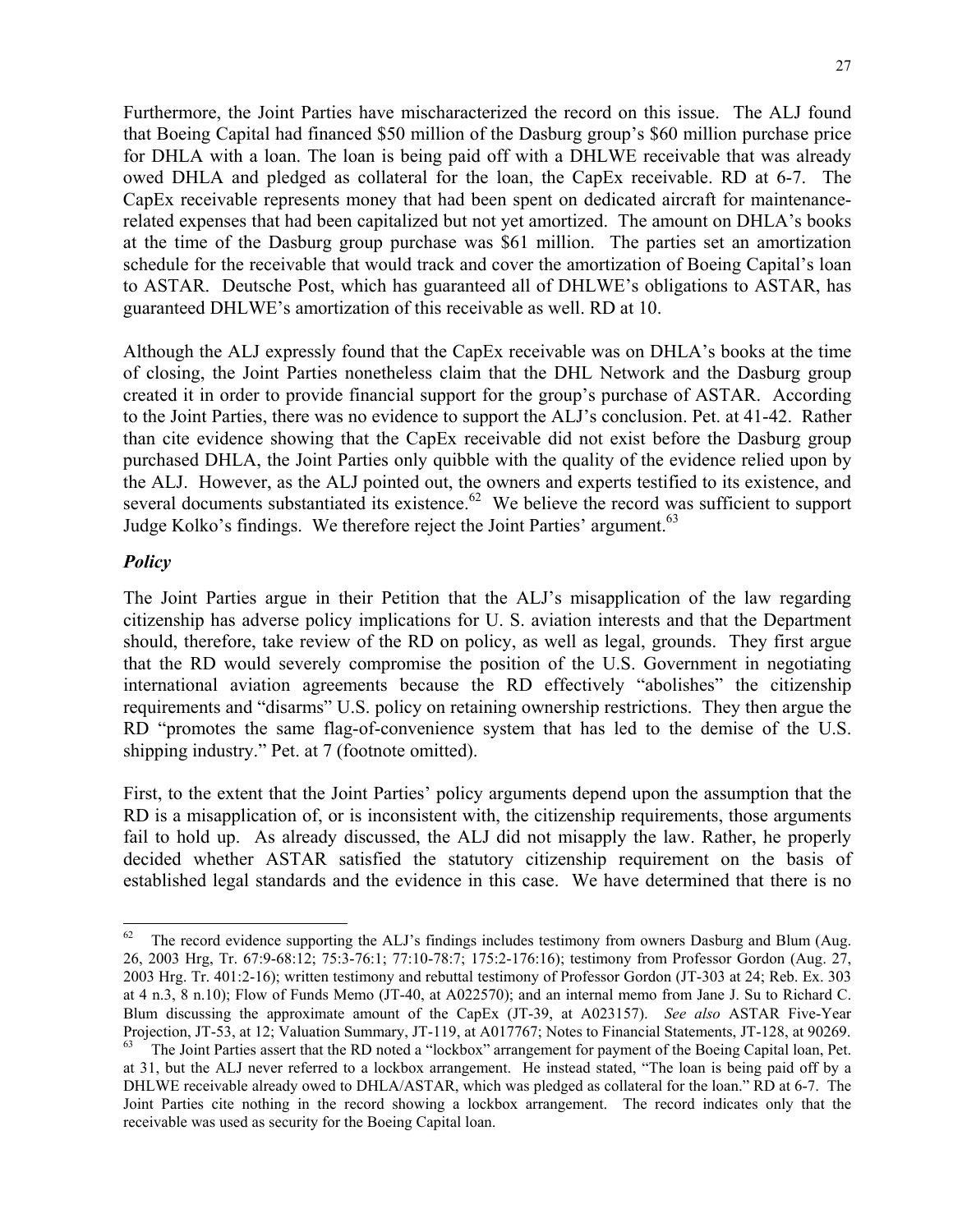Furthermore, the Joint Parties have mischaracterized the record on this issue. The ALJ found that Boeing Capital had financed $50 million of the Dasburg group's $60 million purchase price for DHLA with a loan. The loan is being paid off with a DHLWE receivable that was already owed DHLA and pledged as collateral for the loan, the CapEx receivable. RD at 6-7. The CapEx receivable represents money that had been spent on dedicated aircraft for maintenance-related expenses that had been capitalized but not yet amortized. The amount on DHLA's books at the time of the Dasburg group purchase was $61 million. The parties set an amortization schedule for the receivable that would track and cover the amortization of Boeing Capital's loan to ASTAR. Deutsche Post, which has guaranteed all of DHLWE's obligations to ASTAR, has guaranteed DHLWE's amortization of this receivable as well. RD at 10.

Although the ALJ expressly found that the CapEx receivable was on DHLA's books at the time of closing, the Joint Parties nonetheless claim that the DHL Network and the Dasburg group created it in order to provide financial support for the group's purchase of ASTAR. According to the Joint Parties, there was no evidence to support the ALJ's conclusion. Pet. at 41-42. Rather than cite evidence showing that the CapEx receivable did not exist before the Dasburg group purchased DHLA, the Joint Parties only quibble with the quality of the evidence relied upon by the ALJ. However, as the ALJ pointed out, the owners and experts testified to its existence, and several documents substantiated its existence.[62] We believe the record was sufficient to support Judge Kolko's findings. We therefore reject the Joint Parties' argument.[63]

***Policy***

The Joint Parties argue in their Petition that the ALJ's misapplication of the law regarding citizenship has adverse policy implications for U. S. aviation interests and that the Department should, therefore, take review of the RD on policy, as well as legal, grounds. They first argue that the RD would severely compromise the position of the U.S. Government in negotiating international aviation agreements because the RD effectively "abolishes" the citizenship requirements and "disarms" U.S. policy on retaining ownership restrictions. They then argue the RD "promotes the same flag-of-convenience system that has led to the demise of the U.S. shipping industry." Pet. at 7 (footnote omitted).

First, to the extent that the Joint Parties' policy arguments depend upon the assumption that the RD is a misapplication of, or is inconsistent with, the citizenship requirements, those arguments fail to hold up. As already discussed, the ALJ did not misapply the law. Rather, he properly decided whether ASTAR satisfied the statutory citizenship requirement on the basis of established legal standards and the evidence in this case. We have determined that there is no

---

[62] The record evidence supporting the ALJ's findings includes testimony from owners Dasburg and Blum (Aug. 26, 2003 Hrg, Tr. 67:9-68:12; 75:3-76:1; 77:10-78:7; 175:2-176:16); testimony from Professor Gordon (Aug. 27, 2003 Hrg. Tr. 401:2-16); written testimony and rebuttal testimony of Professor Gordon (JT-303 at 24; Reb. Ex. 303 at 4 n.3, 8 n.10); Flow of Funds Memo (JT-40, at A022570); and an internal memo from Jane J. Su to Richard C. Blum discussing the approximate amount of the CapEx (JT-39, at A023157). *See also* ASTAR Five-Year Projection, JT-53, at 12; Valuation Summary, JT-119, at A017767; Notes to Financial Statements, JT-128, at 90269.

[63] The Joint Parties assert that the RD noted a "lockbox" arrangement for payment of the Boeing Capital loan, Pet. at 31, but the ALJ never referred to a lockbox arrangement. He instead stated, "The loan is being paid off by a DHLWE receivable already owed to DHLA/ASTAR, which was pledged as collateral for the loan." RD at 6-7. The Joint Parties cite nothing in the record showing a lockbox arrangement. The record indicates only that the receivable was used as security for the Boeing Capital loan.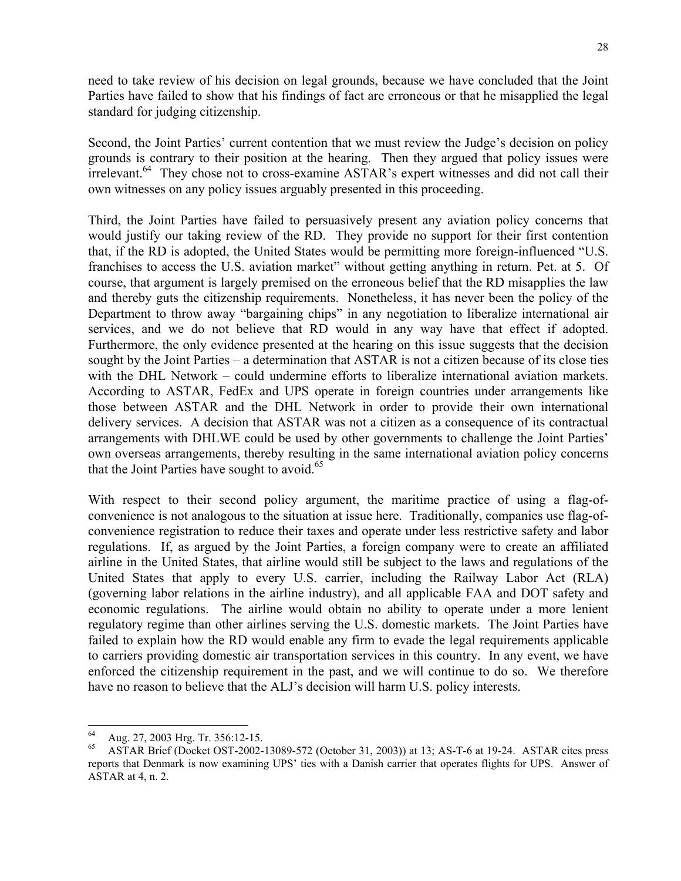need to take review of his decision on legal grounds, because we have concluded that the Joint Parties have failed to show that his findings of fact are erroneous or that he misapplied the legal standard for judging citizenship.

Second, the Joint Parties' current contention that we must review the Judge's decision on policy grounds is contrary to their position at the hearing. Then they argued that policy issues were irrelevant.[64] They chose not to cross-examine ASTAR's expert witnesses and did not call their own witnesses on any policy issues arguably presented in this proceeding.

Third, the Joint Parties have failed to persuasively present any aviation policy concerns that would justify our taking review of the RD. They provide no support for their first contention that, if the RD is adopted, the United States would be permitting more foreign-influenced "U.S. franchises to access the U.S. aviation market" without getting anything in return. Pet. at 5. Of course, that argument is largely premised on the erroneous belief that the RD misapplies the law and thereby guts the citizenship requirements. Nonetheless, it has never been the policy of the Department to throw away "bargaining chips" in any negotiation to liberalize international air services, and we do not believe that RD would in any way have that effect if adopted. Furthermore, the only evidence presented at the hearing on this issue suggests that the decision sought by the Joint Parties – a determination that ASTAR is not a citizen because of its close ties with the DHL Network – could undermine efforts to liberalize international aviation markets. According to ASTAR, FedEx and UPS operate in foreign countries under arrangements like those between ASTAR and the DHL Network in order to provide their own international delivery services. A decision that ASTAR was not a citizen as a consequence of its contractual arrangements with DHLWE could be used by other governments to challenge the Joint Parties' own overseas arrangements, thereby resulting in the same international aviation policy concerns that the Joint Parties have sought to avoid.[65]

With respect to their second policy argument, the maritime practice of using a flag-of-convenience is not analogous to the situation at issue here. Traditionally, companies use flag-of-convenience registration to reduce their taxes and operate under less restrictive safety and labor regulations. If, as argued by the Joint Parties, a foreign company were to create an affiliated airline in the United States, that airline would still be subject to the laws and regulations of the United States that apply to every U.S. carrier, including the Railway Labor Act (RLA) (governing labor relations in the airline industry), and all applicable FAA and DOT safety and economic regulations. The airline would obtain no ability to operate under a more lenient regulatory regime than other airlines serving the U.S. domestic markets. The Joint Parties have failed to explain how the RD would enable any firm to evade the legal requirements applicable to carriers providing domestic air transportation services in this country. In any event, we have enforced the citizenship requirement in the past, and we will continue to do so. We therefore have no reason to believe that the ALJ's decision will harm U.S. policy interests.

---

[64] Aug. 27, 2003 Hrg. Tr. 356:12-15.

[65] ASTAR Brief (Docket OST-2002-13089-572 (October 31, 2003)) at 13; AS-T-6 at 19-24. ASTAR cites press reports that Denmark is now examining UPS' ties with a Danish carrier that operates flights for UPS. Answer of ASTAR at 4, n. 2.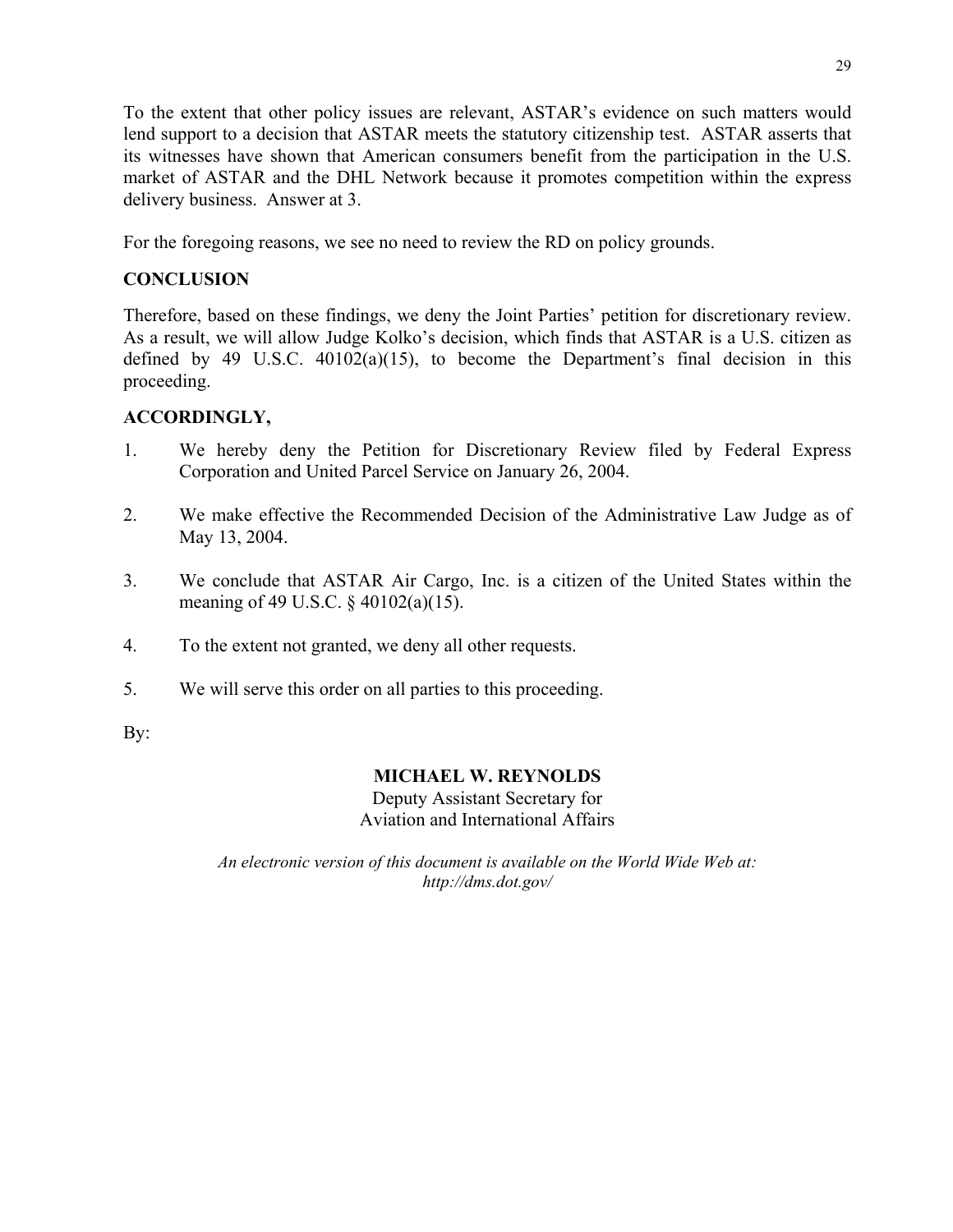To the extent that other policy issues are relevant, ASTAR's evidence on such matters would lend support to a decision that ASTAR meets the statutory citizenship test. ASTAR asserts that its witnesses have shown that American consumers benefit from the participation in the U.S. market of ASTAR and the DHL Network because it promotes competition within the express delivery business. Answer at 3.

For the foregoing reasons, we see no need to review the RD on policy grounds.

**CONCLUSION**

Therefore, based on these findings, we deny the Joint Parties' petition for discretionary review. As a result, we will allow Judge Kolko's decision, which finds that ASTAR is a U.S. citizen as defined by 49 U.S.C. 40102(a)(15), to become the Department's final decision in this proceeding.

**ACCORDINGLY,**

1. We hereby deny the Petition for Discretionary Review filed by Federal Express Corporation and United Parcel Service on January 26, 2004.

2. We make effective the Recommended Decision of the Administrative Law Judge as of May 13, 2004.

3. We conclude that ASTAR Air Cargo, Inc. is a citizen of the United States within the meaning of 49 U.S.C. § 40102(a)(15).

4. To the extent not granted, we deny all other requests.

5. We will serve this order on all parties to this proceeding.

By:

**MICHAEL W. REYNOLDS**
Deputy Assistant Secretary for
Aviation and International Affairs

*An electronic version of this document is available on the World Wide Web at:*
*http://dms.dot.gov/*